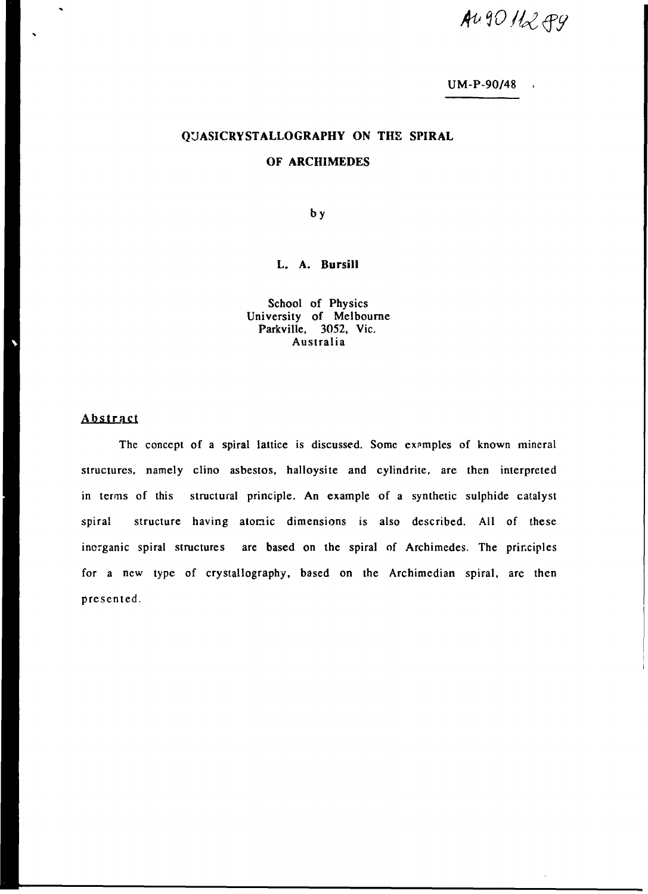AU9011289

UM-P-90/48

# QUASICRYSTALLOGRAPHY ON THE SPIRAL OF ARCHIMEDES

by

**L. A. Bursill**

School of Physics
University of Melbourne
Parkville, 3052, Vic.
Australia

## Abstract

The concept of a spiral lattice is discussed. Some examples of known mineral structures, namely clino asbestos, halloysite and cylindrite, are then interpreted in terms of this structural principle. An example of a synthetic sulphide catalyst spiral structure having atomic dimensions is also described. All of these inorganic spiral structures are based on the spiral of Archimedes. The principles for a new type of crystallography, based on the Archimedian spiral, are then presented.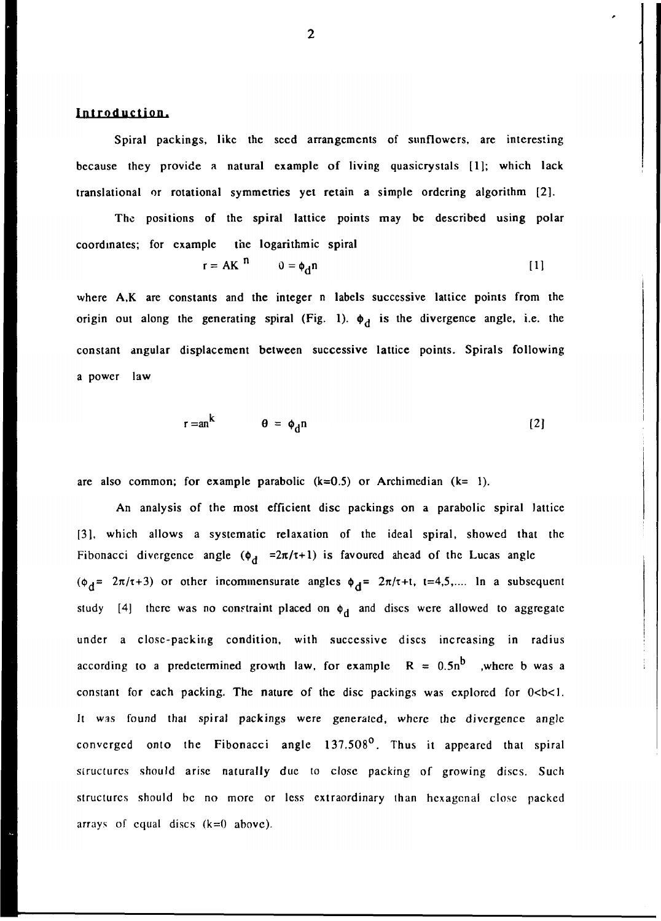## Introduction.

Spiral packings, like the seed arrangements of sunflowers, are interesting because they provide a natural example of living quasicrystals [1]; which lack translational or rotational symmetries yet retain a simple ordering algorithm [2].

The positions of the spiral lattice points may be described using polar coordinates; for example the logarithmic spiral

$$r = AK^{n} \qquad \theta = \phi_d n \qquad [1]$$

where A,K are constants and the integer n labels successive lattice points from the origin out along the generating spiral (Fig. 1). $\phi_d$ is the divergence angle, i.e. the constant angular displacement between successive lattice points. Spirals following a power law

$$r = an^{k} \qquad \theta = \phi_d n \qquad [2]$$

are also common; for example parabolic (k=0.5) or Archimedian (k= 1).

An analysis of the most efficient disc packings on a parabolic spiral lattice [3], which allows a systematic relaxation of the ideal spiral, showed that the Fibonacci divergence angle ($\phi_d = 2\pi/\tau+1$) is favoured ahead of the Lucas angle ($\phi_d = 2\pi/\tau+3$) or other incommensurate angles $\phi_d = 2\pi/\tau+t$, t=4,5,.... In a subsequent study [4] there was no constraint placed on $\phi_d$ and discs were allowed to aggregate under a close-packing condition, with successive discs increasing in radius according to a predetermined growth law, for example $R = 0.5n^{b}$ ,where b was a constant for each packing. The nature of the disc packings was explored for 0<b<1. It was found that spiral packings were generated, where the divergence angle converged onto the Fibonacci angle $137.508^{\circ}$. Thus it appeared that spiral structures should arise naturally due to close packing of growing discs. Such structures should be no more or less extraordinary than hexagonal close packed arrays of equal discs (k=0 above).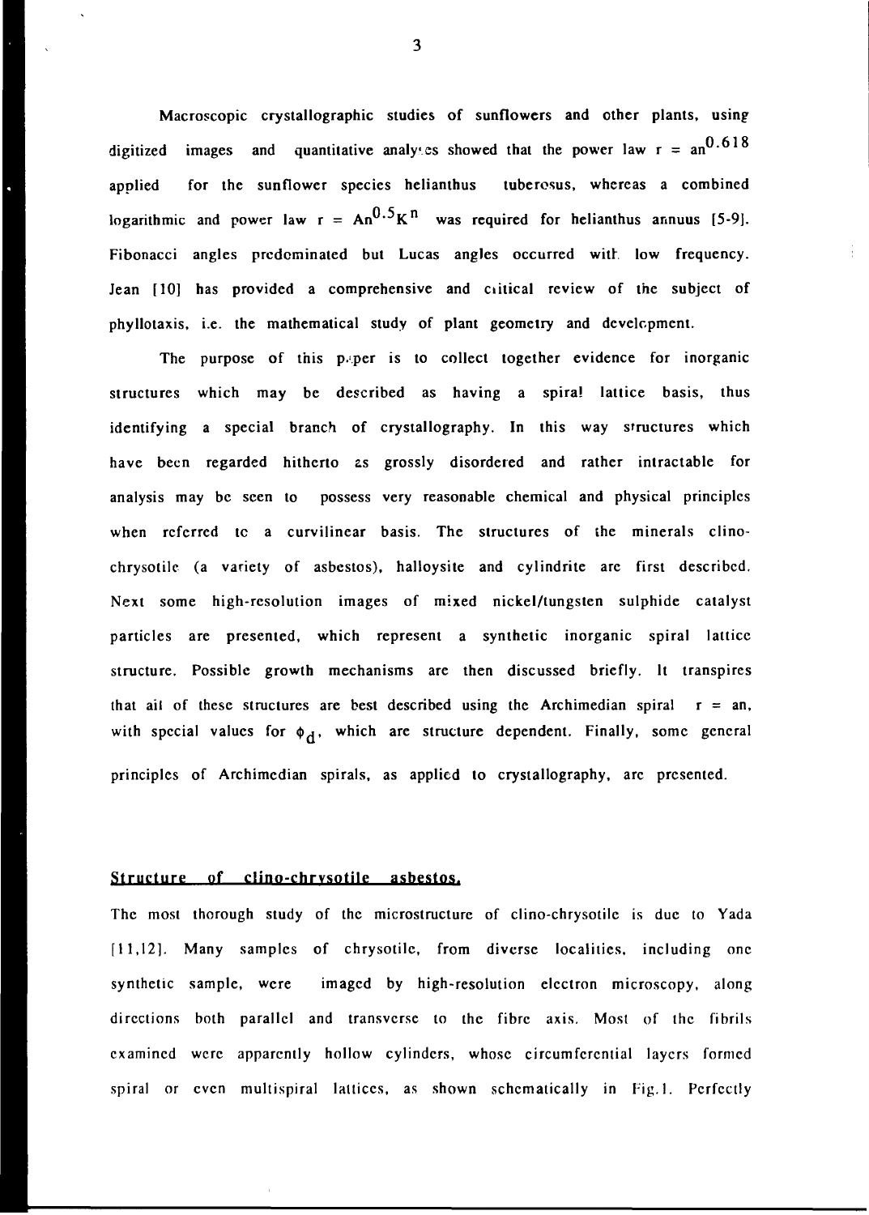Macroscopic crystallographic studies of sunflowers and other plants, using digitized images and quantitative analyses showed that the power law $r = an^{0.618}$ applied for the sunflower species helianthus tuberosus, whereas a combined logarithmic and power law $r = An^{0.5}K^{n}$ was required for helianthus annuus [5-9]. Fibonacci angles predominated but Lucas angles occurred with low frequency. Jean [10] has provided a comprehensive and critical review of the subject of phyllotaxis, i.e. the mathematical study of plant geometry and development.

The purpose of this paper is to collect together evidence for inorganic structures which may be described as having a spiral lattice basis, thus identifying a special branch of crystallography. In this way structures which have been regarded hitherto as grossly disordered and rather intractable for analysis may be seen to possess very reasonable chemical and physical principles when referred to a curvilinear basis. The structures of the minerals clino-chrysotile (a variety of asbestos), halloysite and cylindrite are first described. Next some high-resolution images of mixed nickel/tungsten sulphide catalyst particles are presented, which represent a synthetic inorganic spiral lattice structure. Possible growth mechanisms are then discussed briefly. It transpires that all of these structures are best described using the Archimedian spiral $r = an$, with special values for $\phi_d$, which are structure dependent. Finally, some general principles of Archimedian spirals, as applied to crystallography, are presented.

## Structure of clino-chrysotile asbestos.

The most thorough study of the microstructure of clino-chrysotile is due to Yada [11,12]. Many samples of chrysotile, from diverse localities, including one synthetic sample, were imaged by high-resolution electron microscopy, along directions both parallel and transverse to the fibre axis. Most of the fibrils examined were apparently hollow cylinders, whose circumferential layers formed spiral or even multispiral lattices, as shown schematically in Fig.1. Perfectly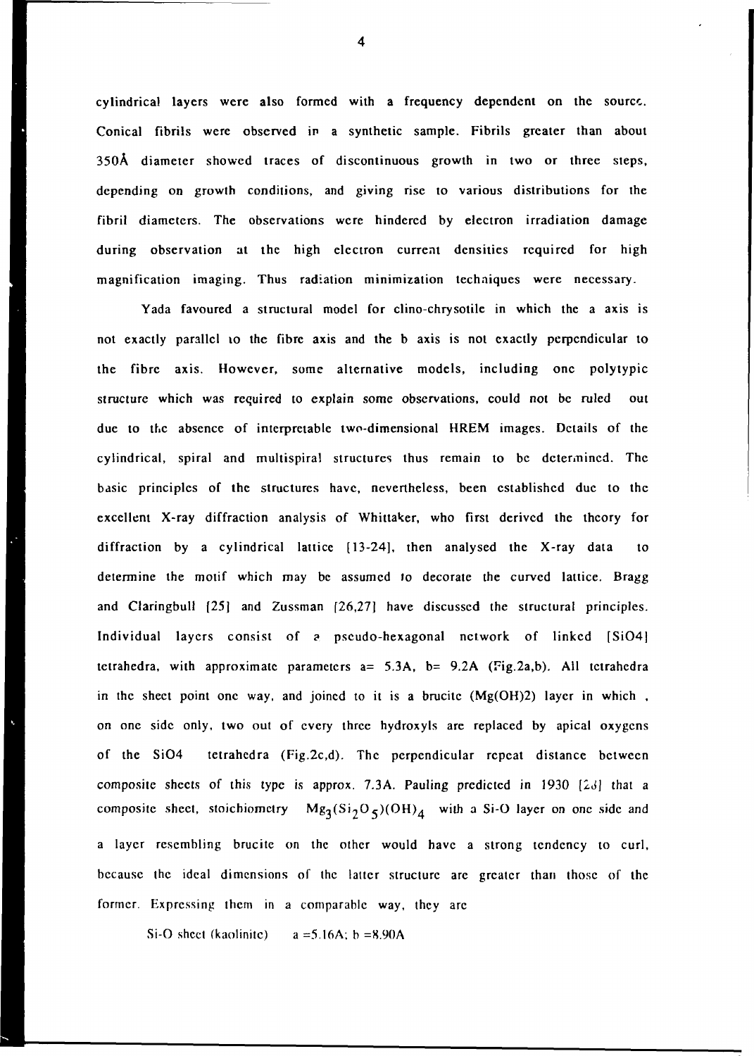cylindrical layers were also formed with a frequency dependent on the source. Conical fibrils were observed in a synthetic sample. Fibrils greater than about 350Å diameter showed traces of discontinuous growth in two or three steps, depending on growth conditions, and giving rise to various distributions for the fibril diameters. The observations were hindered by electron irradiation damage during observation at the high electron current densities required for high magnification imaging. Thus radiation minimization techniques were necessary.

Yada favoured a structural model for clino-chrysotile in which the a axis is not exactly parallel to the fibre axis and the b axis is not exactly perpendicular to the fibre axis. However, some alternative models, including one polytypic structure which was required to explain some observations, could not be ruled out due to the absence of interpretable two-dimensional HREM images. Details of the cylindrical, spiral and multispiral structures thus remain to be determined. The basic principles of the structures have, nevertheless, been established due to the excellent X-ray diffraction analysis of Whittaker, who first derived the theory for diffraction by a cylindrical lattice [13-24], then analysed the X-ray data to determine the motif which may be assumed to decorate the curved lattice. Bragg and Claringbull [25] and Zussman [26,27] have discussed the structural principles. Individual layers consist of a pseudo-hexagonal network of linked $[SiO_4]$ tetrahedra, with approximate parameters a= 5.3A, b= 9.2A (Fig.2a,b). All tetrahedra in the sheet point one way, and joined to it is a brucite ($Mg(OH)_2$) layer in which , on one side only, two out of every three hydroxyls are replaced by apical oxygens of the $SiO_4$ tetrahedra (Fig.2c,d). The perpendicular repeat distance between composite sheets of this type is approx. 7.3A. Pauling predicted in 1930 [28] that a composite sheet, stoichiometry $Mg_3(Si_2O_5)(OH)_4$ with a Si-O layer on one side and a layer resembling brucite on the other would have a strong tendency to curl, because the ideal dimensions of the latter structure are greater than those of the former. Expressing them in a comparable way, they are

Si-O sheet (kaolinite) a =5.16A; b =8.90A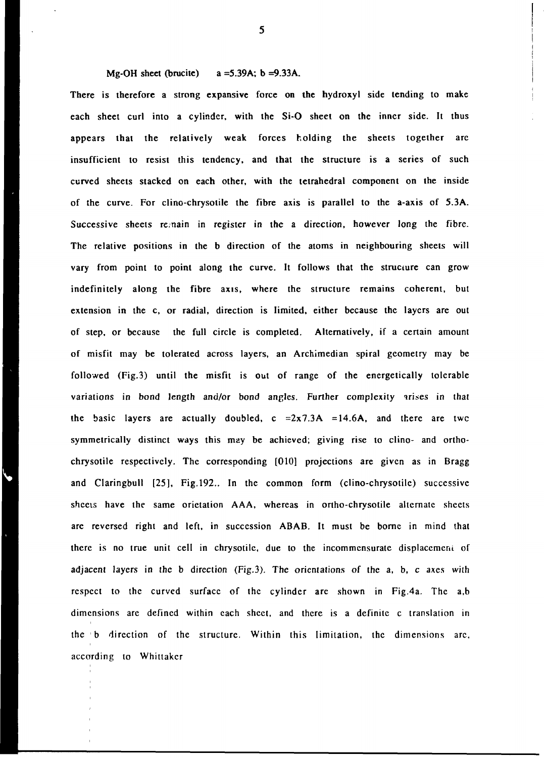Mg-OH sheet (brucite)   a =5.39A; b =9.33A.

There is therefore a strong expansive force on the hydroxyl side tending to make each sheet curl into a cylinder, with the Si-O sheet on the inner side. It thus appears that the relatively weak forces holding the sheets together are insufficient to resist this tendency, and that the structure is a series of such curved sheets stacked on each other, with the tetrahedral component on the inside of the curve. For clino-chrysotile the fibre axis is parallel to the a-axis of 5.3A. Successive sheets remain in register in the a direction, however long the fibre. The relative positions in the b direction of the atoms in neighbouring sheets will vary from point to point along the curve. It follows that the structure can grow indefinitely along the fibre axis, where the structure remains coherent, but extension in the c, or radial, direction is limited, either because the layers are out of step, or because the full circle is completed. Alternatively, if a certain amount of misfit may be tolerated across layers, an Archimedian spiral geometry may be followed (Fig.3) until the misfit is out of range of the energetically tolerable variations in bond length and/or bond angles. Further complexity arises in that the basic layers are actually doubled, c =2x7.3A =14.6A, and there are two symmetrically distinct ways this may be achieved; giving rise to clino- and ortho-chrysotile respectively. The corresponding [010] projections are given as in Bragg and Claringbull [25], Fig.192.. In the common form (clino-chrysotile) successive sheets have the same orietation AAA, whereas in ortho-chrysotile alternate sheets are reversed right and left, in succession ABAB. It must be borne in mind that there is no true unit cell in chrysotile, due to the incommensurate displacement of adjacent layers in the b direction (Fig.3). The orientations of the a, b, c axes with respect to the curved surface of the cylinder are shown in Fig.4a. The a,b dimensions are defined within each sheet, and there is a definite c translation in the b direction of the structure. Within this limitation, the dimensions are, according to Whittaker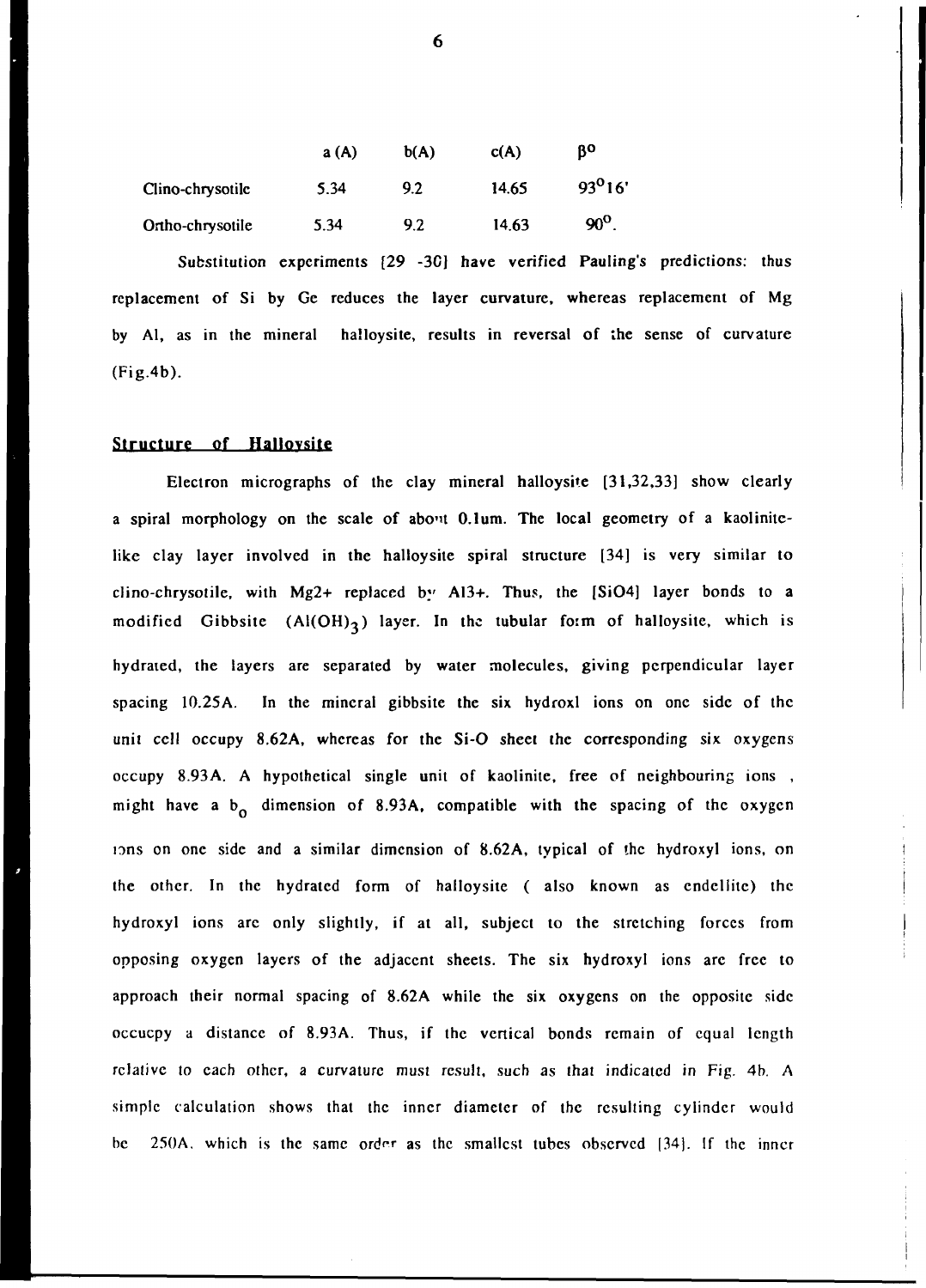| | a (A) | b(A) | c(A) | $\beta^o$ |
|---|---|---|---|---|
| Clino-chrysotile | 5.34 | 9.2 | 14.65 | $93^o16'$ |
| Ortho-chrysotile | 5.34 | 9.2 | 14.63 | $90^o$. |

Substitution experiments [29 -30] have verified Pauling's predictions: thus replacement of Si by Ge reduces the layer curvature, whereas replacement of Mg by Al, as in the mineral halloysite, results in reversal of the sense of curvature (Fig.4b).

## Structure of Halloysite

Electron micrographs of the clay mineral halloysite [31,32,33] show clearly a spiral morphology on the scale of about 0.1um. The local geometry of a kaolinite-like clay layer involved in the halloysite spiral structure [34] is very similar to clino-chrysotile, with $Mg^{2+}$ replaced by $Al^{3+}$. Thus, the $[SiO_4]$ layer bonds to a modified Gibbsite ($Al(OH)_3$) layer. In the tubular form of halloysite, which is hydrated, the layers are separated by water molecules, giving perpendicular layer spacing 10.25A. In the mineral gibbsite the six hydroxl ions on one side of the unit cell occupy 8.62A, whereas for the Si-O sheet the corresponding six oxygens occupy 8.93A. A hypothetical single unit of kaolinite, free of neighbouring ions, might have a $b_0$ dimension of 8.93A, compatible with the spacing of the oxygen ions on one side and a similar dimension of 8.62A, typical of the hydroxyl ions, on the other. In the hydrated form of halloysite ( also known as endellite) the hydroxyl ions are only slightly, if at all, subject to the stretching forces from opposing oxygen layers of the adjacent sheets. The six hydroxyl ions are free to approach their normal spacing of 8.62A while the six oxygens on the opposite side occucpy a distance of 8.93A. Thus, if the vertical bonds remain of equal length relative to each other, a curvature must result, such as that indicated in Fig. 4b. A simple calculation shows that the inner diameter of the resulting cylinder would be 250A, which is the same order as the smallest tubes observed [34]. If the inner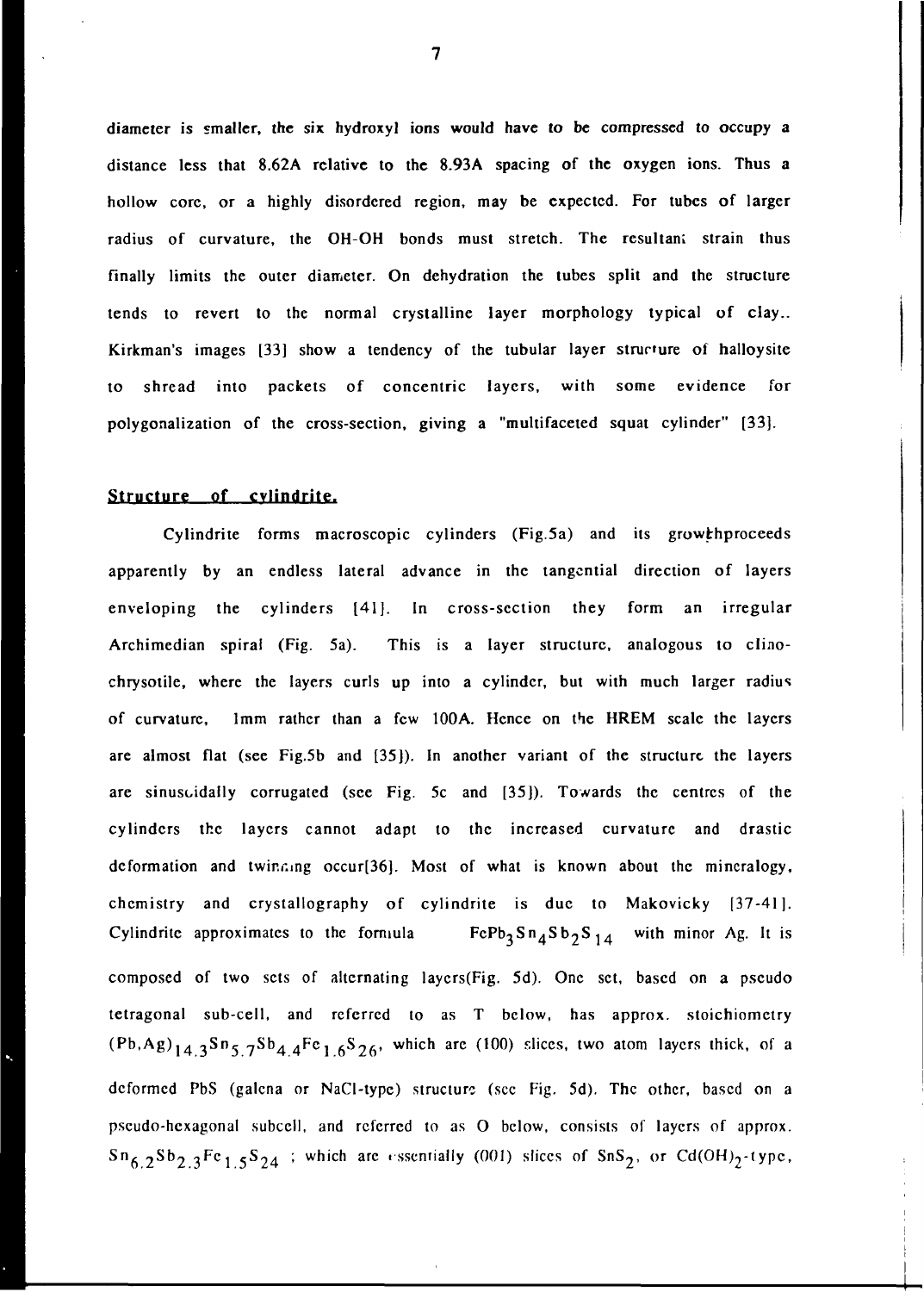diameter is smaller, the six hydroxyl ions would have to be compressed to occupy a distance less that 8.62A relative to the 8.93A spacing of the oxygen ions. Thus a hollow core, or a highly disordered region, may be expected. For tubes of larger radius of curvature, the OH-OH bonds must stretch. The resultant strain thus finally limits the outer diameter. On dehydration the tubes split and the structure tends to revert to the normal crystalline layer morphology typical of clay.. Kirkman's images [33] show a tendency of the tubular layer structure of halloysite to shread into packets of concentric layers, with some evidence for polygonalization of the cross-section, giving a "multifaceted squat cylinder" [33].

## Structure of cylindrite.

Cylindrite forms macroscopic cylinders (Fig.5a) and its growthproceeds apparently by an endless lateral advance in the tangential direction of layers enveloping the cylinders [41]. In cross-section they form an irregular Archimedian spiral (Fig. 5a). This is a layer structure, analogous to clino-chrysotile, where the layers curls up into a cylinder, but with much larger radius of curvature, 1mm rather than a few 100A. Hence on the HREM scale the layers are almost flat (see Fig.5b and [35]). In another variant of the structure the layers are sinusoidally corrugated (see Fig. 5c and [35]). Towards the centres of the cylinders the layers cannot adapt to the increased curvature and drastic deformation and twinning occur[36]. Most of what is known about the mineralogy, chemistry and crystallography of cylindrite is due to Makovicky [37-41]. Cylindrite approximates to the formula $FePb_3Sn_4Sb_2S_{14}$ with minor Ag. It is composed of two sets of alternating layers(Fig. 5d). One set, based on a pseudo tetragonal sub-cell, and referred to as T below, has approx. stoichiometry $(Pb,Ag)_{14.3}Sn_{5.7}Sb_{4.4}Fe_{1.6}S_{26}$, which are (100) slices, two atom layers thick, of a deformed PbS (galena or NaCl-type) structure (see Fig. 5d). The other, based on a pseudo-hexagonal subcell, and referred to as O below, consists of layers of approx. $Sn_{6.2}Sb_{2.3}Fe_{1.5}S_{24}$ ; which are essentially (001) slices of $SnS_2$, or $Cd(OH)_2$-type,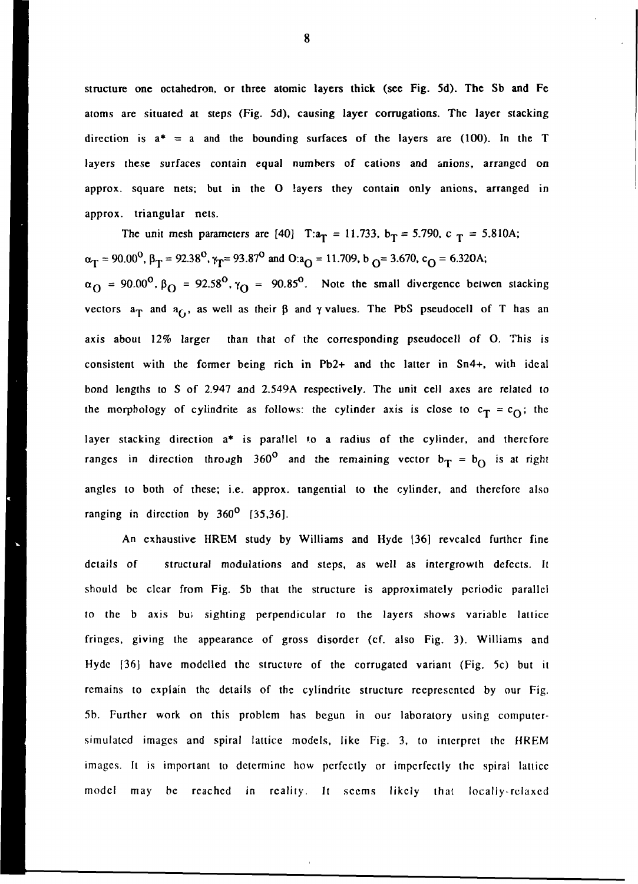structure one octahedron, or three atomic layers thick (see Fig. 5d). The Sb and Fe atoms are situated at steps (Fig. 5d), causing layer corrugations. The layer stacking direction is $a^* = a$ and the bounding surfaces of the layers are (100). In the T layers these surfaces contain equal numbers of cations and anions, arranged on approx. square nets; but in the O layers they contain only anions, arranged in approx. triangular nets.

The unit mesh parameters are [40] T:$a_T$ = 11.733, $b_T$ = 5.790, $c_T$ = 5.810A; $\alpha_T = 90.00^\circ$, $\beta_T = 92.38^\circ$, $\gamma_T = 93.87^\circ$ and O:$a_O$ = 11.709, $b_O$ = 3.670, $c_O$ = 6.320A; $\alpha_O = 90.00^\circ$, $\beta_O = 92.58^\circ$, $\gamma_O = 90.85^\circ$. Note the small divergence betwen stacking vectors $a_T$ and $a_O$, as well as their $\beta$ and $\gamma$ values. The PbS pseudocell of T has an axis about 12% larger than that of the corresponding pseudocell of O. This is consistent with the former being rich in $Pb^{2+}$ and the latter in $Sn^{4+}$, with ideal bond lengths to S of 2.947 and 2.549A respectively. The unit cell axes are related to the morphology of cylindrite as follows: the cylinder axis is close to $c_T = c_O$; the layer stacking direction $a^*$ is parallel to a radius of the cylinder, and therefore ranges in direction through $360^\circ$ and the remaining vector $b_T = b_O$ is at right angles to both of these; i.e. approx. tangential to the cylinder, and therefore also ranging in direction by $360^\circ$ [35,36].

An exhaustive HREM study by Williams and Hyde [36] revealed further fine details of structural modulations and steps, as well as intergrowth defects. It should be clear from Fig. 5b that the structure is approximately periodic parallel to the b axis but sighting perpendicular to the layers shows variable lattice fringes, giving the appearance of gross disorder (cf. also Fig. 3). Williams and Hyde [36] have modelled the structure of the corrugated variant (Fig. 5c) but it remains to explain the details of the cylindrite structure reepresented by our Fig. 5b. Further work on this problem has begun in our laboratory using computer-simulated images and spiral lattice models, like Fig. 3, to interpret the HREM images. It is important to determine how perfectly or imperfectly the spiral lattice model may be reached in reality. It seems likely that locally-relaxed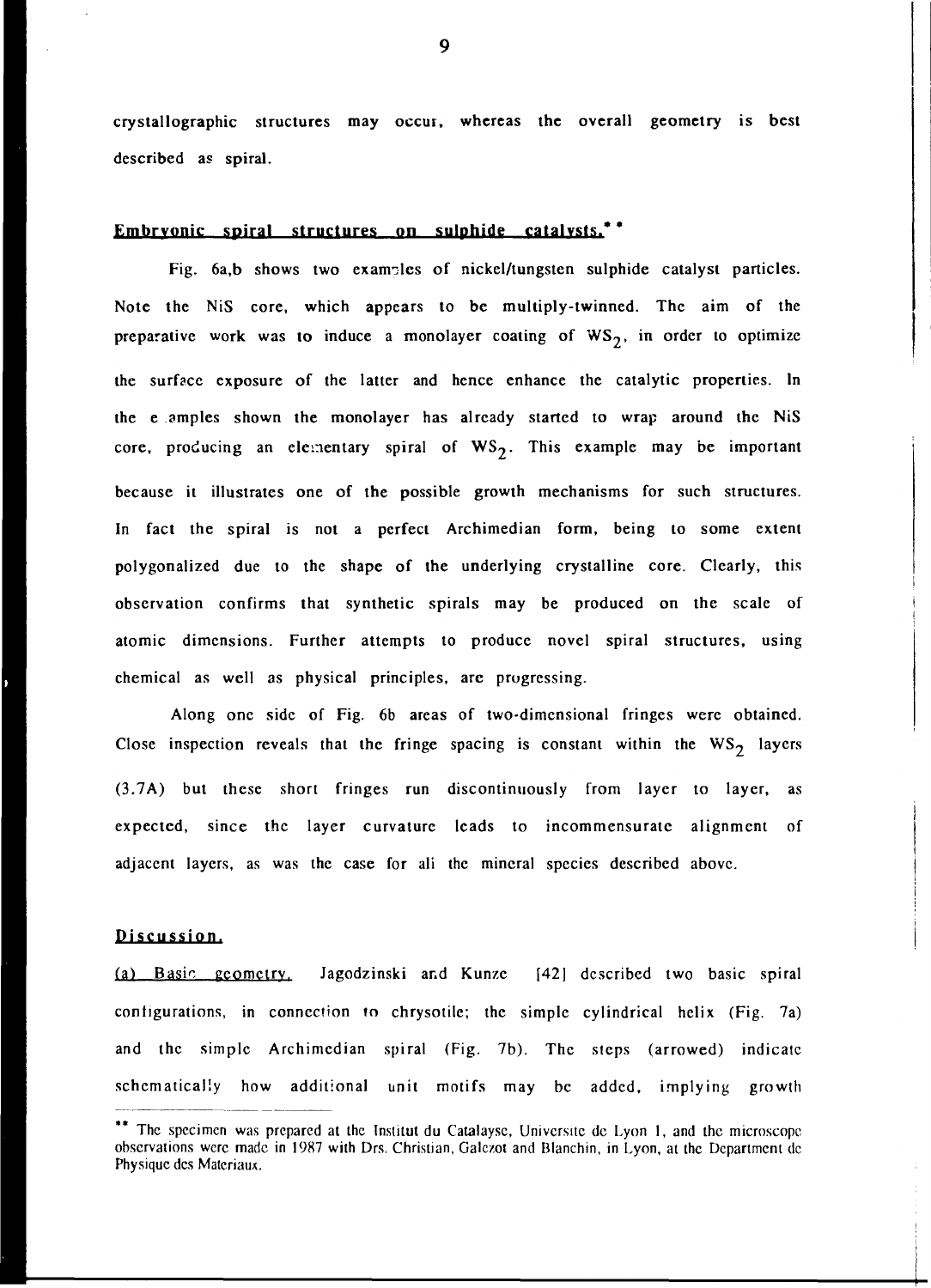crystallographic structures may occur, whereas the overall geometry is best described as spiral.

## Embryonic spiral structures on sulphide catalysts.**

Fig. 6a,b shows two examples of nickel/tungsten sulphide catalyst particles. Note the NiS core, which appears to be multiply-twinned. The aim of the preparative work was to induce a monolayer coating of $WS_2$, in order to optimize the surface exposure of the latter and hence enhance the catalytic properties. In the examples shown the monolayer has already started to wrap around the NiS core, producing an elementary spiral of $WS_2$. This example may be important because it illustrates one of the possible growth mechanisms for such structures. In fact the spiral is not a perfect Archimedian form, being to some extent polygonalized due to the shape of the underlying crystalline core. Clearly, this observation confirms that synthetic spirals may be produced on the scale of atomic dimensions. Further attempts to produce novel spiral structures, using chemical as well as physical principles, are progressing.

Along one side of Fig. 6b areas of two-dimensional fringes were obtained. Close inspection reveals that the fringe spacing is constant within the $WS_2$ layers (3.7A) but these short fringes run discontinuously from layer to layer, as expected, since the layer curvature leads to incommensurate alignment of adjacent layers, as was the case for all the mineral species described above.

## Discussion.

(a) Basic geometry. Jagodzinski and Kunze [42] described two basic spiral configurations, in connection to chrysotile; the simple cylindrical helix (Fig. 7a) and the simple Archimedian spiral (Fig. 7b). The steps (arrowed) indicate schematically how additional unit motifs may be added, implying growth

** The specimen was prepared at the Institut du Catalayse, Universite de Lyon 1, and the microscope observations were made in 1987 with Drs. Christian, Galezot and Blanchin, in Lyon, at the Department de Physique des Materiaux.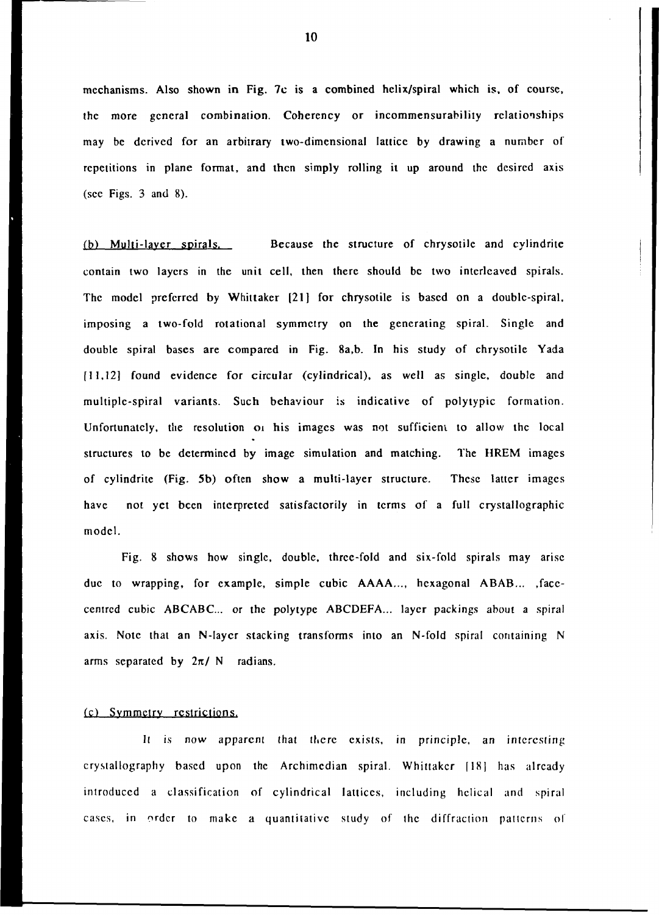mechanisms. Also shown in Fig. 7c is a combined helix/spiral which is, of course, the more general combination. Coherency or incommensurability relationships may be derived for an arbitrary two-dimensional lattice by drawing a number of repetitions in plane format, and then simply rolling it up around the desired axis (see Figs. 3 and 8).

(b) Multi-layer spirals. Because the structure of chrysotile and cylindrite contain two layers in the unit cell, then there should be two interleaved spirals. The model preferred by Whittaker [21] for chrysotile is based on a double-spiral, imposing a two-fold rotational symmetry on the generating spiral. Single and double spiral bases are compared in Fig. 8a,b. In his study of chrysotile Yada [11,12] found evidence for circular (cylindrical), as well as single, double and multiple-spiral variants. Such behaviour is indicative of polytypic formation. Unfortunately, the resolution of his images was not sufficient to allow the local structures to be determined by image simulation and matching. The HREM images of cylindrite (Fig. 5b) often show a multi-layer structure. These latter images have not yet been interpreted satisfactorily in terms of a full crystallographic model.

Fig. 8 shows how single, double, three-fold and six-fold spirals may arise due to wrapping, for example, simple cubic AAAA..., hexagonal ABAB... ,face-centred cubic ABCABC... or the polytype ABCDEFA... layer packings about a spiral axis. Note that an N-layer stacking transforms into an N-fold spiral containing N arms separated by $2\pi/N$ radians.

(c) Symmetry restrictions.

It is now apparent that there exists, in principle, an interesting crystallography based upon the Archimedian spiral. Whittaker [18] has already introduced a classification of cylindrical lattices, including helical and spiral cases, in order to make a quantitative study of the diffraction patterns of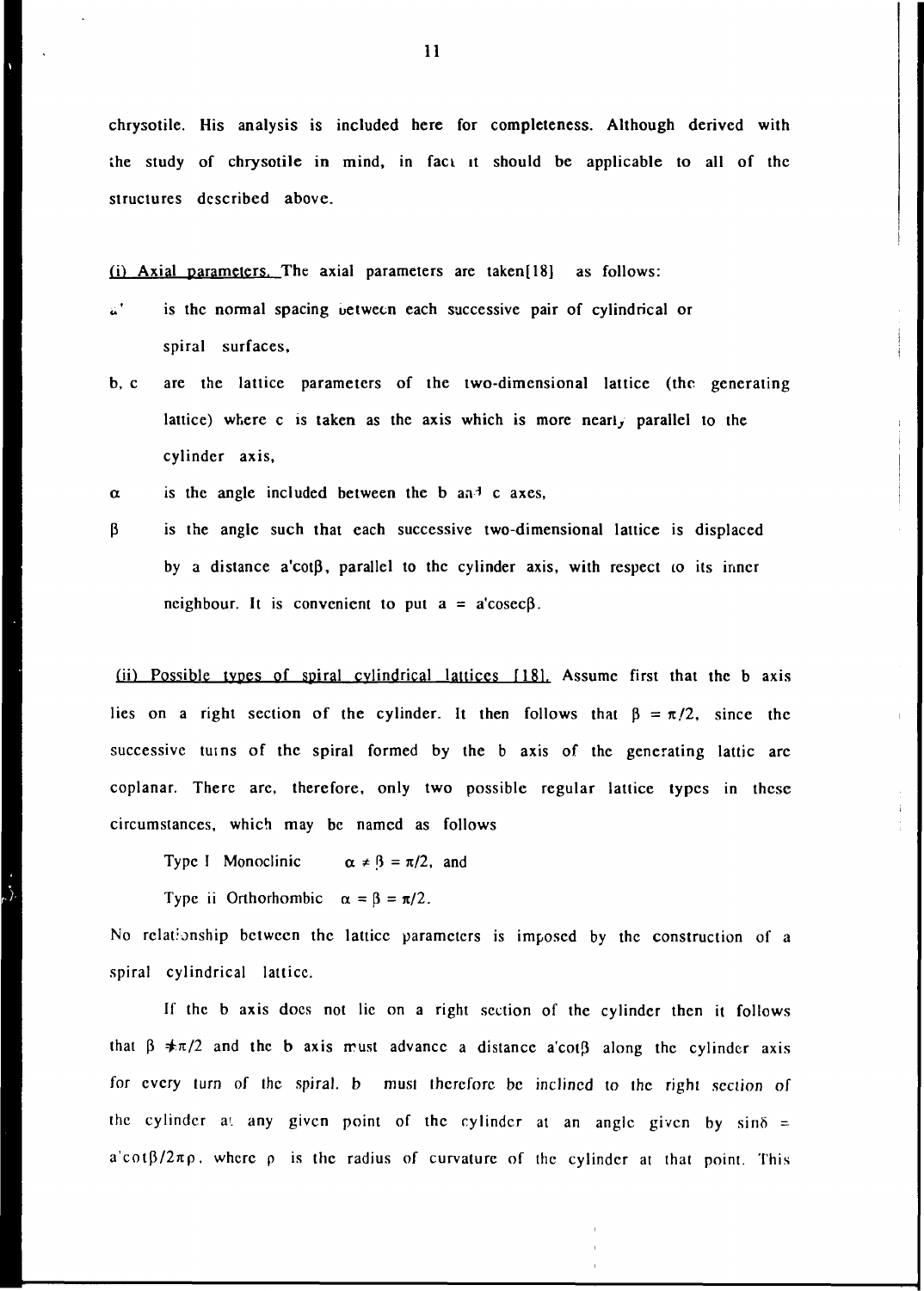chrysotile. His analysis is included here for completeness. Although derived with the study of chrysotile in mind, in fact it should be applicable to all of the structures described above.

<u>(i) Axial parameters.</u> The axial parameters are taken[18] as follows:

- $a'$ is the normal spacing between each successive pair of cylindrical or spiral surfaces,
- b, c are the lattice parameters of the two-dimensional lattice (the generating lattice) where c is taken as the axis which is more nearly parallel to the cylinder axis,
- $\alpha$ is the angle included between the b and c axes,
- $\beta$ is the angle such that each successive two-dimensional lattice is displaced by a distance $a'\cot\beta$, parallel to the cylinder axis, with respect to its inner neighbour. It is convenient to put $a = a'\mathrm{cosec}\beta$.

<u>(ii) Possible types of spiral cylindrical lattices [18].</u> Assume first that the b axis lies on a right section of the cylinder. It then follows that $\beta = \pi/2$, since the successive turns of the spiral formed by the b axis of the generating lattic are coplanar. There are, therefore, only two possible regular lattice types in these circumstances, which may be named as follows

Type I Monoclinic $\alpha \neq \beta = \pi/2$, and

Type ii Orthorhombic $\alpha = \beta = \pi/2$.

No relationship between the lattice parameters is imposed by the construction of a spiral cylindrical lattice.

If the b axis does not lie on a right section of the cylinder then it follows that $\beta \neq \pi/2$ and the b axis must advance a distance $a'\cot\beta$ along the cylinder axis for every turn of the spiral. b must therefore be inclined to the right section of the cylinder at any given point of the cylinder at an angle given by $\sin\delta = a'\cot\beta/2\pi\rho$, where $\rho$ is the radius of curvature of the cylinder at that point. This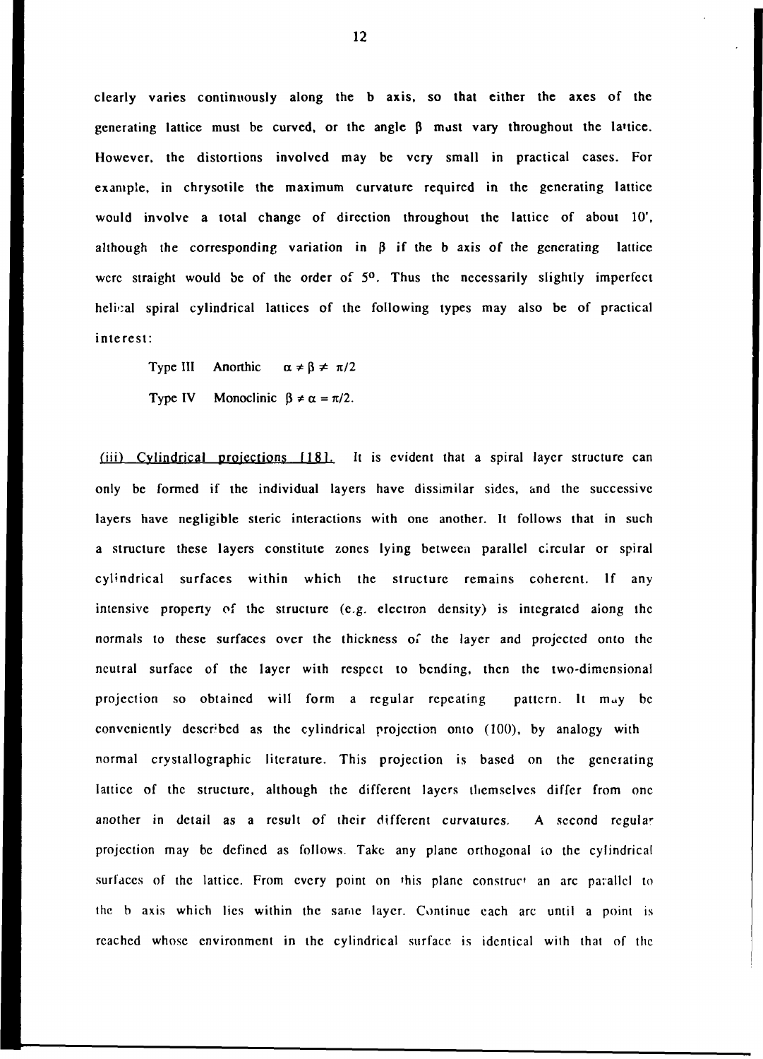clearly varies continuously along the b axis, so that either the axes of the generating lattice must be curved, or the angle $\beta$ must vary throughout the lattice. However, the distortions involved may be very small in practical cases. For example, in chrysotile the maximum curvature required in the generating lattice would involve a total change of direction throughout the lattice of about 10', although the corresponding variation in $\beta$ if the b axis of the generating lattice were straight would be of the order of $5^{o}$. Thus the necessarily slightly imperfect helical spiral cylindrical lattices of the following types may also be of practical interest:

Type III Anorthic $\alpha \neq \beta \neq \pi/2$

Type IV Monoclinic $\beta \neq \alpha = \pi/2$.

(iii) Cylindrical projections [18]. It is evident that a spiral layer structure can only be formed if the individual layers have dissimilar sides, and the successive layers have negligible steric interactions with one another. It follows that in such a structure these layers constitute zones lying between parallel circular or spiral cylindrical surfaces within which the structure remains coherent. If any intensive property of the structure (e.g. electron density) is integrated along the normals to these surfaces over the thickness of the layer and projected onto the neutral surface of the layer with respect to bending, then the two-dimensional projection so obtained will form a regular repeating pattern. It may be conveniently described as the cylindrical projection onto (100), by analogy with normal crystallographic literature. This projection is based on the generating lattice of the structure, although the different layers themselves differ from one another in detail as a result of their different curvatures. A second regular projection may be defined as follows. Take any plane orthogonal to the cylindrical surfaces of the lattice. From every point on this plane construct an arc parallel to the b axis which lies within the same layer. Continue each arc until a point is reached whose environment in the cylindrical surface is identical with that of the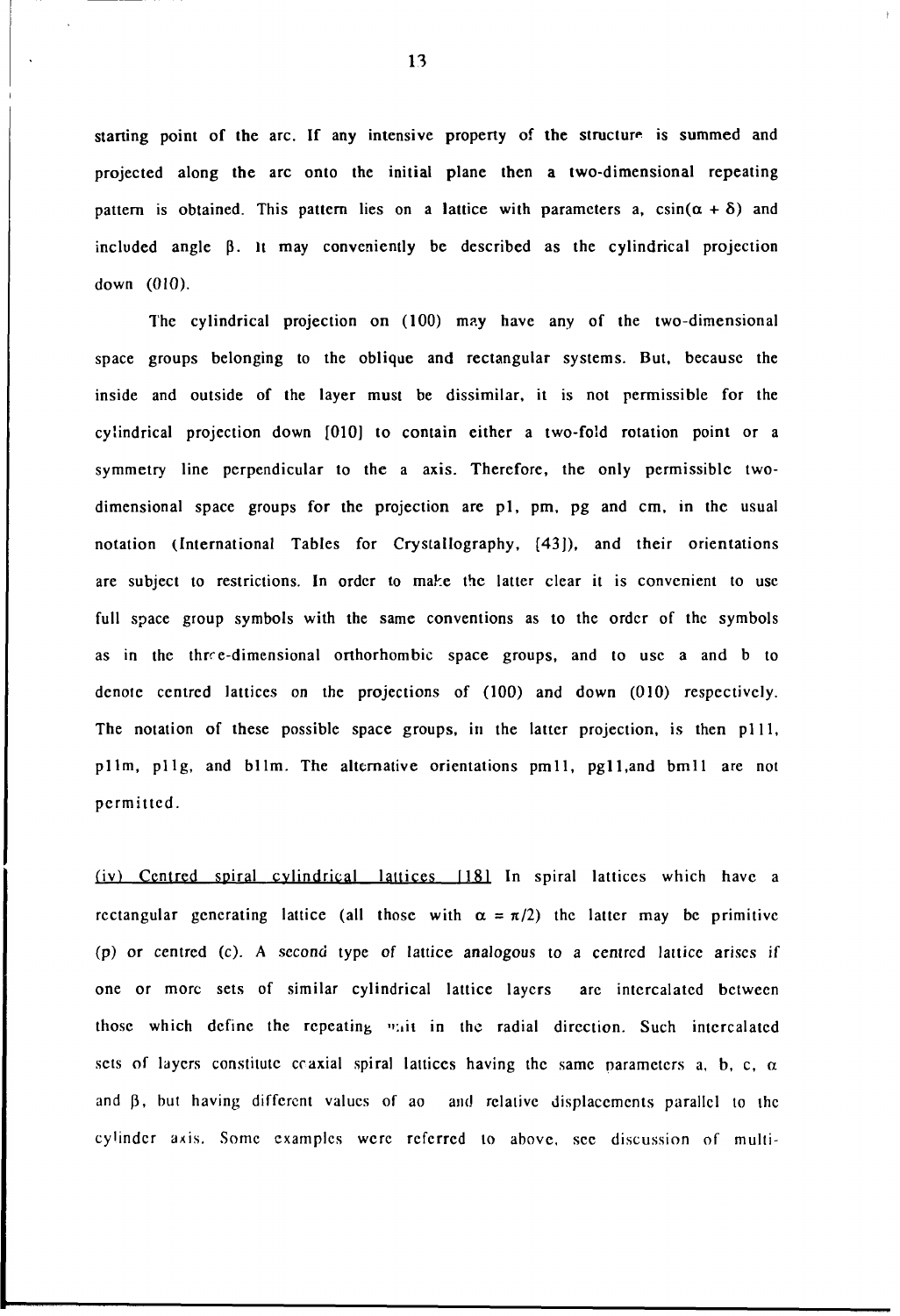starting point of the arc. If any intensive property of the structure is summed and projected along the arc onto the initial plane then a two-dimensional repeating pattern is obtained. This pattern lies on a lattice with parameters a, $c\sin(\alpha + \delta)$ and included angle $\beta$. It may conveniently be described as the cylindrical projection down (010).

The cylindrical projection on (100) may have any of the two-dimensional space groups belonging to the oblique and rectangular systems. But, because the inside and outside of the layer must be dissimilar, it is not permissible for the cylindrical projection down [010] to contain either a two-fold rotation point or a symmetry line perpendicular to the a axis. Therefore, the only permissible two-dimensional space groups for the projection are p1, pm, pg and cm, in the usual notation (International Tables for Crystallography, [43]), and their orientations are subject to restrictions. In order to make the latter clear it is convenient to use full space group symbols with the same conventions as to the order of the symbols as in the three-dimensional orthorhombic space groups, and to use a and b to denote centred lattices on the projections of (100) and down (010) respectively. The notation of these possible space groups, in the latter projection, is then p111, p11m, p11g, and b11m. The alternative orientations pm11, pg11, and bm11 are not permitted.

<u>(iv) Centred spiral cylindrical lattices [18]</u> In spiral lattices which have a rectangular generating lattice (all those with $\alpha = \pi/2$) the latter may be primitive (p) or centred (c). A second type of lattice analogous to a centred lattice arises if one or more sets of similar cylindrical lattice layers are intercalated between those which define the repeating unit in the radial direction. Such intercalated sets of layers constitute coaxial spiral lattices having the same parameters a, b, c, $\alpha$ and $\beta$, but having different values of ao and relative displacements parallel to the cylinder axis. Some examples were referred to above, see discussion of multi-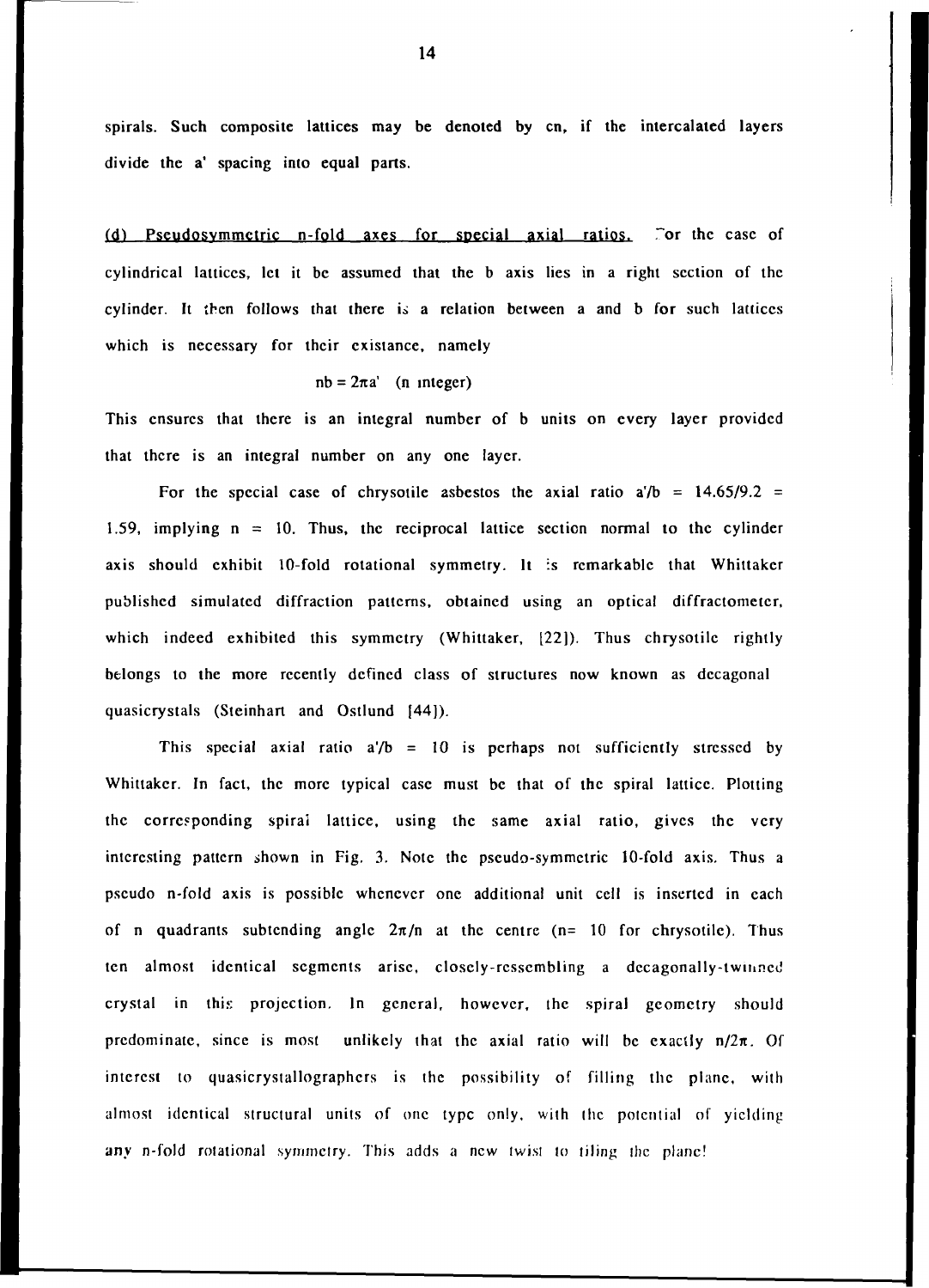spirals. Such composite lattices may be denoted by cn, if the intercalated layers divide the a' spacing into equal parts.

<u>(d) Pseudosymmetric n-fold axes for special axial ratios.</u> For the case of cylindrical lattices, let it be assumed that the b axis lies in a right section of the cylinder. It then follows that there is a relation between a and b for such lattices which is necessary for their existance, namely

$$nb = 2\pi a' \quad (n \text{ integer})$$

This ensures that there is an integral number of b units on every layer provided that there is an integral number on any one layer.

For the special case of chrysotile asbestos the axial ratio $a'/b = 14.65/9.2 = 1.59$, implying $n = 10$. Thus, the reciprocal lattice section normal to the cylinder axis should exhibit 10-fold rotational symmetry. It is remarkable that Whittaker published simulated diffraction patterns, obtained using an optical diffractometer, which indeed exhibited this symmetry (Whittaker, [22]). Thus chrysotile rightly belongs to the more recently defined class of structures now known as decagonal quasicrystals (Steinhart and Ostlund [44]).

This special axial ratio $a'/b = 10$ is perhaps not sufficiently stressed by Whittaker. In fact, the more typical case must be that of the spiral lattice. Plotting the corresponding spiral lattice, using the same axial ratio, gives the very interesting pattern shown in Fig. 3. Note the pseudo-symmetric 10-fold axis. Thus a pseudo n-fold axis is possible whenever one additional unit cell is inserted in each of n quadrants subtending angle $2\pi/n$ at the centre ($n = 10$ for chrysotile). Thus ten almost identical segments arise, closely-ressembling a decagonally-twinned crystal in this projection. In general, however, the spiral geometry should predominate, since is most unlikely that the axial ratio will be exactly $n/2\pi$. Of interest to quasicrystallographers is the possibility of filling the plane, with almost identical structural units of one type only, with the potential of yielding any n-fold rotational symmetry. This adds a new twist to tiling the plane!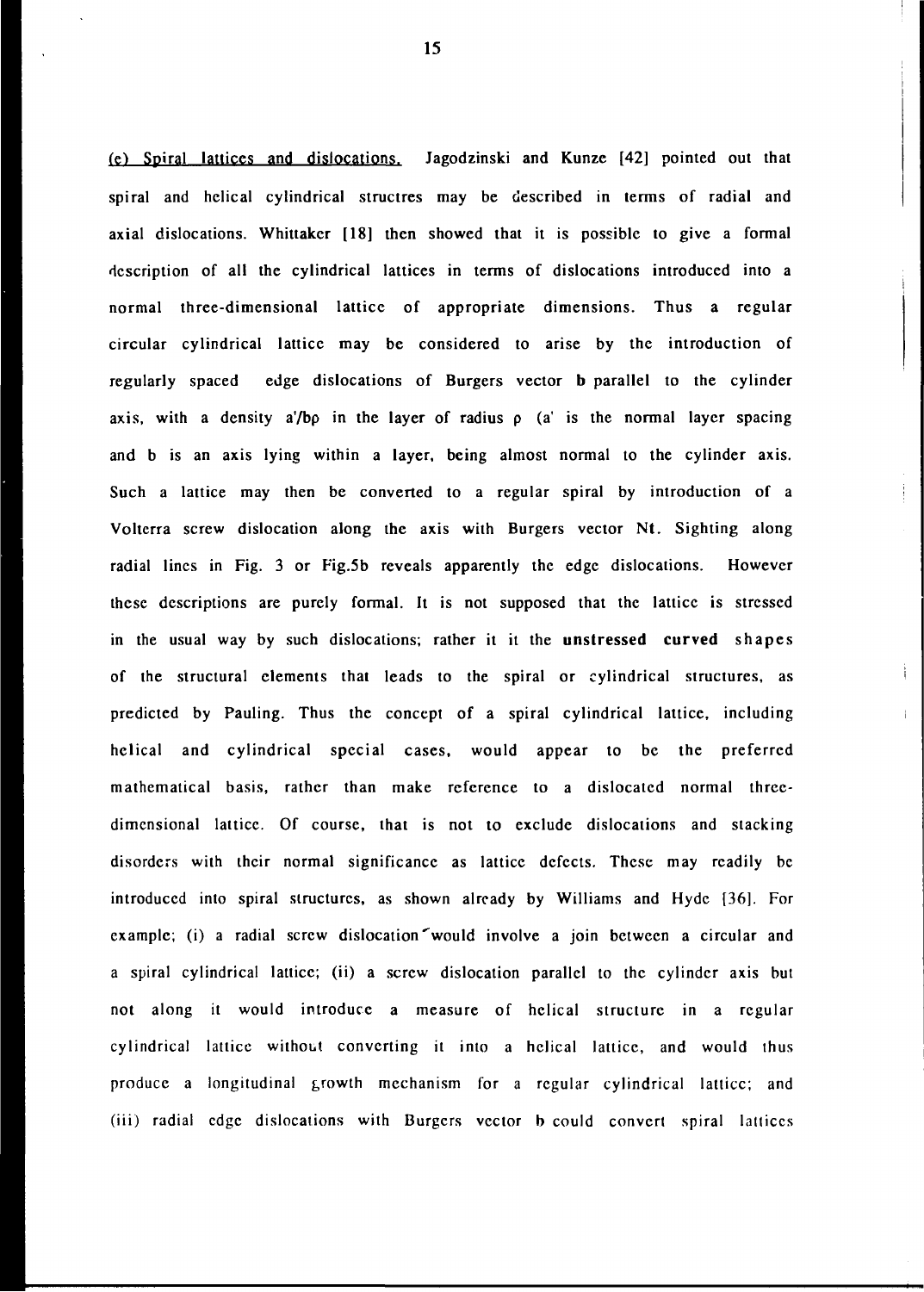(e) Spiral lattices and dislocations. Jagodzinski and Kunze [42] pointed out that spiral and helical cylindrical structres may be described in terms of radial and axial dislocations. Whittaker [18] then showed that it is possible to give a formal description of all the cylindrical lattices in terms of dislocations introduced into a normal three-dimensional lattice of appropriate dimensions. Thus a regular circular cylindrical lattice may be considered to arise by the introduction of regularly spaced edge dislocations of Burgers vector **b** parallel to the cylinder axis, with a density $a'/b\rho$ in the layer of radius $\rho$ ($a'$ is the normal layer spacing and b is an axis lying within a layer, being almost normal to the cylinder axis. Such a lattice may then be converted to a regular spiral by introduction of a Volterra screw dislocation along the axis with Burgers vector **Nt**. Sighting along radial lines in Fig. 3 or Fig.5b reveals apparently the edge dislocations. However these descriptions are purely formal. It is not supposed that the lattice is stressed in the usual way by such dislocations; rather it it the **unstressed curved** shapes of the structural elements that leads to the spiral or cylindrical structures, as predicted by Pauling. Thus the concept of a spiral cylindrical lattice, including helical and cylindrical special cases, would appear to be the preferred mathematical basis, rather than make reference to a dislocated normal three-dimensional lattice. Of course, that is not to exclude dislocations and stacking disorders with their normal significance as lattice defects. These may readily be introduced into spiral structures, as shown already by Williams and Hyde [36]. For example; (i) a radial screw dislocation would involve a join between a circular and a spiral cylindrical lattice; (ii) a screw dislocation parallel to the cylinder axis but not along it would introduce a measure of helical structure in a regular cylindrical lattice without converting it into a helical lattice, and would thus produce a longitudinal growth mechanism for a regular cylindrical lattice; and (iii) radial edge dislocations with Burgers vector **b** could convert spiral lattices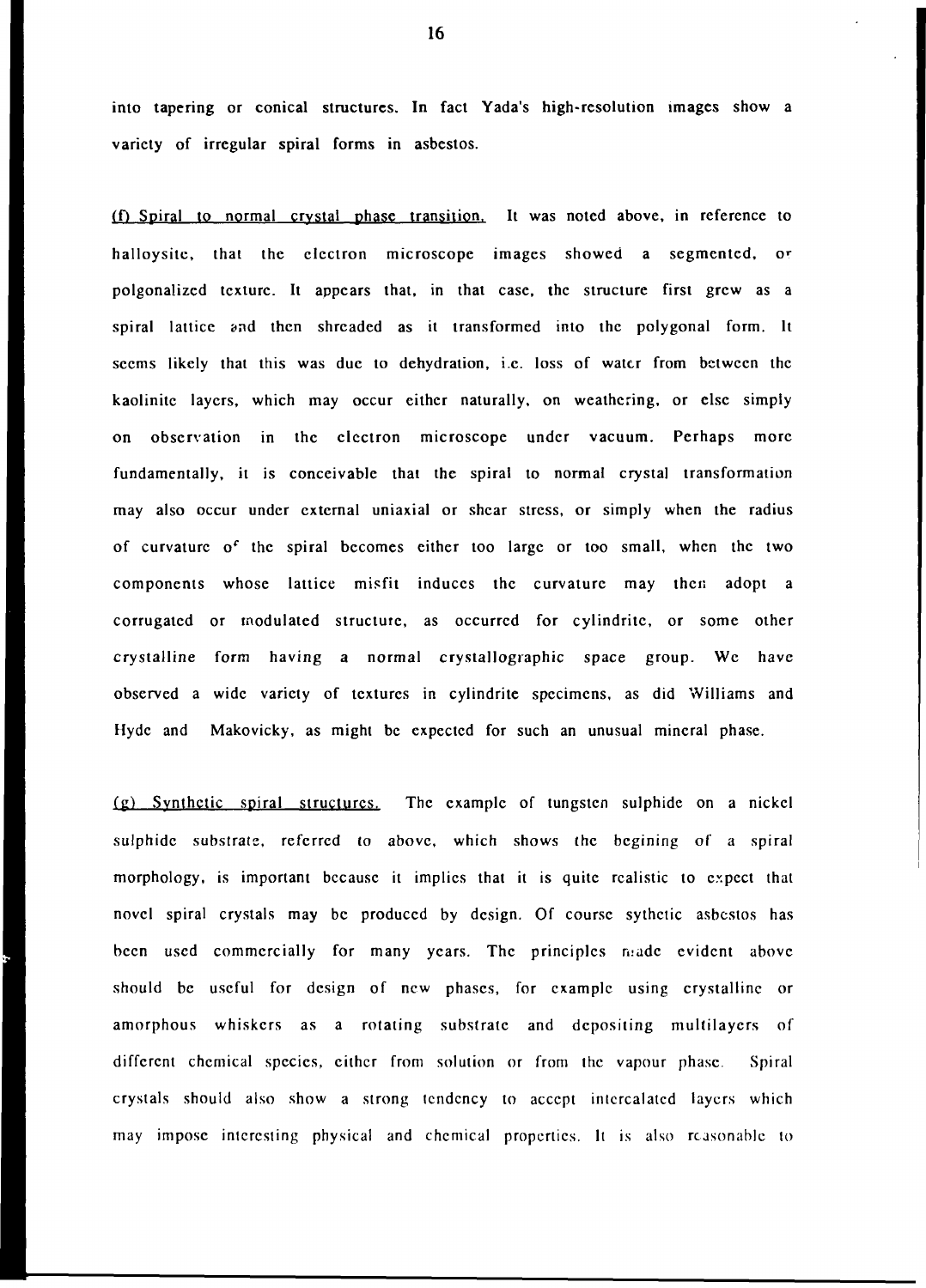into tapering or conical structures. In fact Yada's high-resolution images show a variety of irregular spiral forms in asbestos.

(f) Spiral to normal crystal phase transition. It was noted above, in reference to halloysite, that the electron microscope images showed a segmented, or polgonalized texture. It appears that, in that case, the structure first grew as a spiral lattice and then shreaded as it transformed into the polygonal form. It seems likely that this was due to dehydration, i.e. loss of water from between the kaolinite layers, which may occur either naturally, on weathering, or else simply on observation in the electron microscope under vacuum. Perhaps more fundamentally, it is conceivable that the spiral to normal crystal transformation may also occur under external uniaxial or shear stress, or simply when the radius of curvature of the spiral becomes either too large or too small, when the two components whose lattice misfit induces the curvature may then adopt a corrugated or modulated structure, as occurred for cylindrite, or some other crystalline form having a normal crystallographic space group. We have observed a wide variety of textures in cylindrite specimens, as did Williams and Hyde and Makovicky, as might be expected for such an unusual mineral phase.

(g) Synthetic spiral structures. The example of tungsten sulphide on a nickel sulphide substrate, referred to above, which shows the begining of a spiral morphology, is important because it implies that it is quite realistic to expect that novel spiral crystals may be produced by design. Of course sythetic asbestos has been used commercially for many years. The principles made evident above should be useful for design of new phases, for example using crystalline or amorphous whiskers as a rotating substrate and depositing multilayers of different chemical species, either from solution or from the vapour phase. Spiral crystals should also show a strong tendency to accept intercalated layers which may impose interesting physical and chemical properties. It is also reasonable to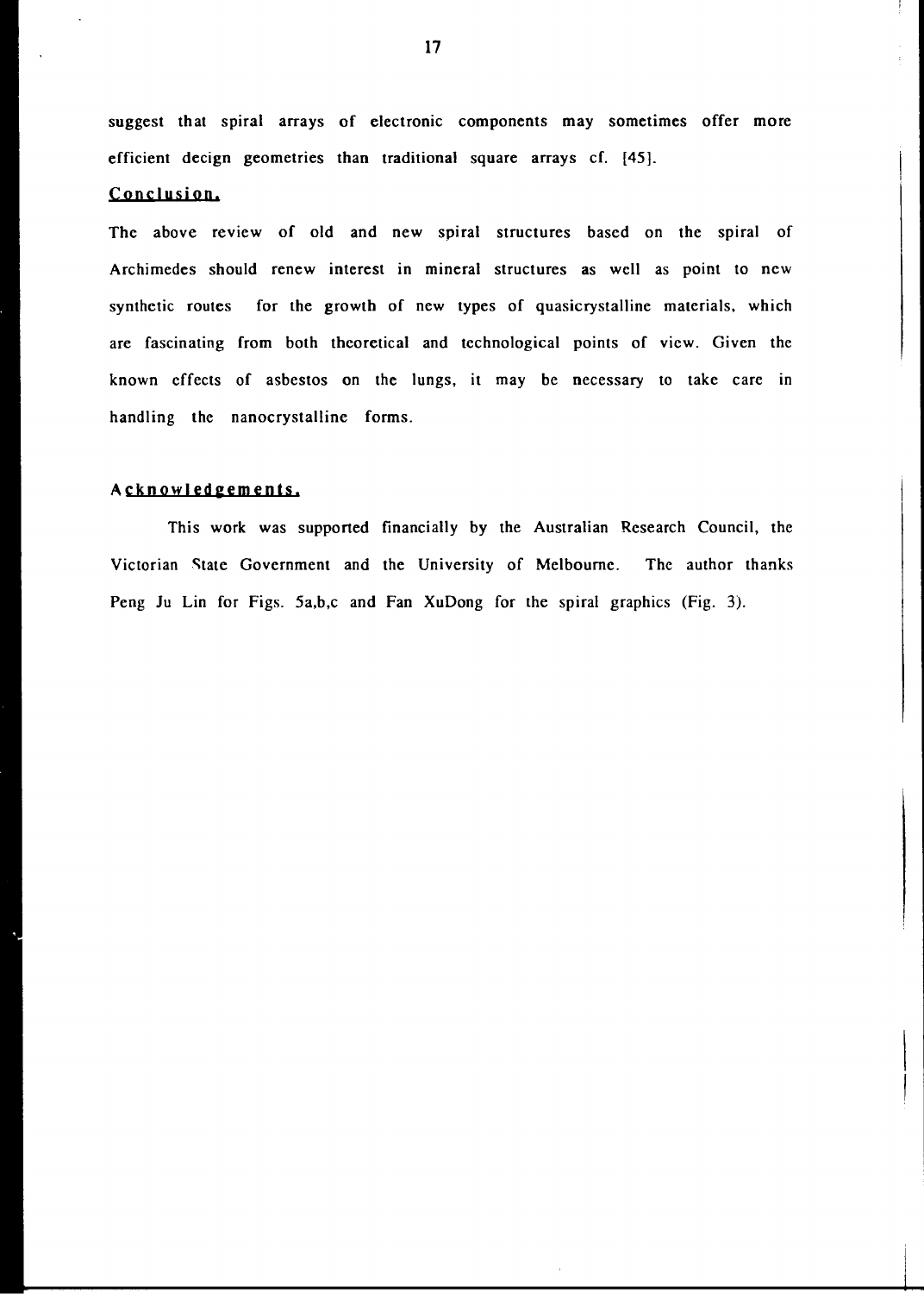suggest that spiral arrays of electronic components may sometimes offer more efficient decign geometries than traditional square arrays cf. [45].

## Conclusion.

The above review of old and new spiral structures based on the spiral of Archimedes should renew interest in mineral structures as well as point to new synthetic routes for the growth of new types of quasicrystalline materials, which are fascinating from both theoretical and technological points of view. Given the known effects of asbestos on the lungs, it may be necessary to take care in handling the nanocrystalline forms.

## Acknowledgements.

This work was supported financially by the Australian Research Council, the Victorian State Government and the University of Melbourne. The author thanks Peng Ju Lin for Figs. 5a,b,c and Fan XuDong for the spiral graphics (Fig. 3).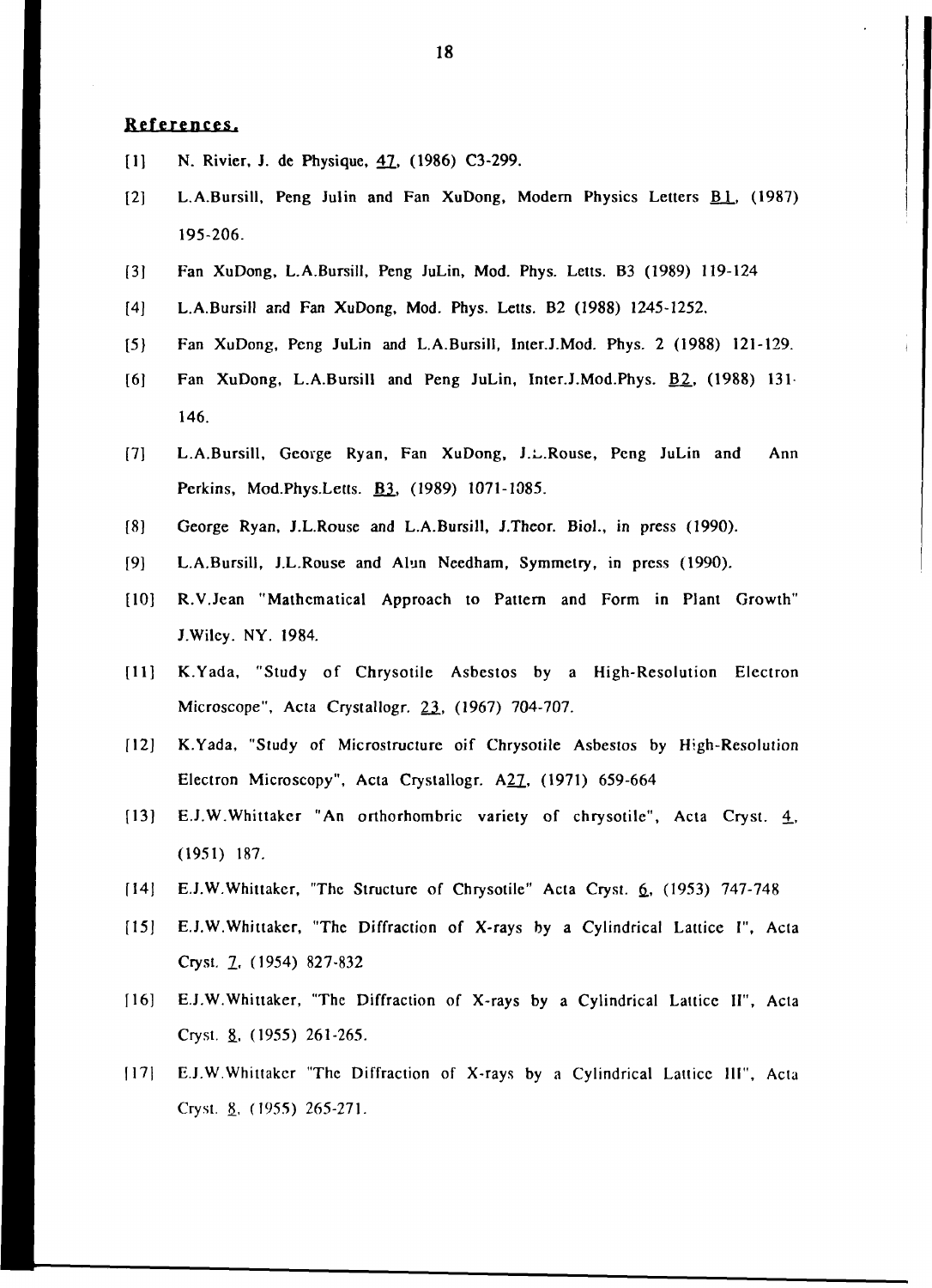## References.

[1] N. Rivier, J. de Physique, 47, (1986) C3-299.

[2] L.A.Bursill, Peng Julin and Fan XuDong, Modern Physics Letters B1, (1987) 195-206.

[3] Fan XuDong, L.A.Bursill, Peng JuLin, Mod. Phys. Letts. B3 (1989) 119-124

[4] L.A.Bursill and Fan XuDong, Mod. Phys. Letts. B2 (1988) 1245-1252.

[5] Fan XuDong, Peng JuLin and L.A.Bursill, Inter.J.Mod. Phys. 2 (1988) 121-129.

[6] Fan XuDong, L.A.Bursill and Peng JuLin, Inter.J.Mod.Phys. B2, (1988) 131-146.

[7] L.A.Bursill, George Ryan, Fan XuDong, J.L.Rouse, Peng JuLin and Ann Perkins, Mod.Phys.Letts. B3, (1989) 1071-1085.

[8] George Ryan, J.L.Rouse and L.A.Bursill, J.Theor. Biol., in press (1990).

[9] L.A.Bursill, J.L.Rouse and Alun Needham, Symmetry, in press (1990).

[10] R.V.Jean "Mathematical Approach to Pattern and Form in Plant Growth" J.Wiley. NY. 1984.

[11] K.Yada, "Study of Chrysotile Asbestos by a High-Resolution Electron Microscope", Acta Crystallogr. 23, (1967) 704-707.

[12] K.Yada, "Study of Microstructure oif Chrysotile Asbestos by High-Resolution Electron Microscopy", Acta Crystallogr. A27, (1971) 659-664

[13] E.J.W.Whittaker "An orthorhombric variety of chrysotile", Acta Cryst. 4, (1951) 187.

[14] E.J.W.Whittaker, "The Structure of Chrysotile" Acta Cryst. 6, (1953) 747-748

[15] E.J.W.Whittaker, "The Diffraction of X-rays by a Cylindrical Lattice I", Acta Cryst. 7, (1954) 827-832

[16] E.J.W.Whittaker, "The Diffraction of X-rays by a Cylindrical Lattice II", Acta Cryst. 8, (1955) 261-265.

[17] E.J.W.Whittaker "The Diffraction of X-rays by a Cylindrical Lattice III", Acta Cryst. 8, (1955) 265-271.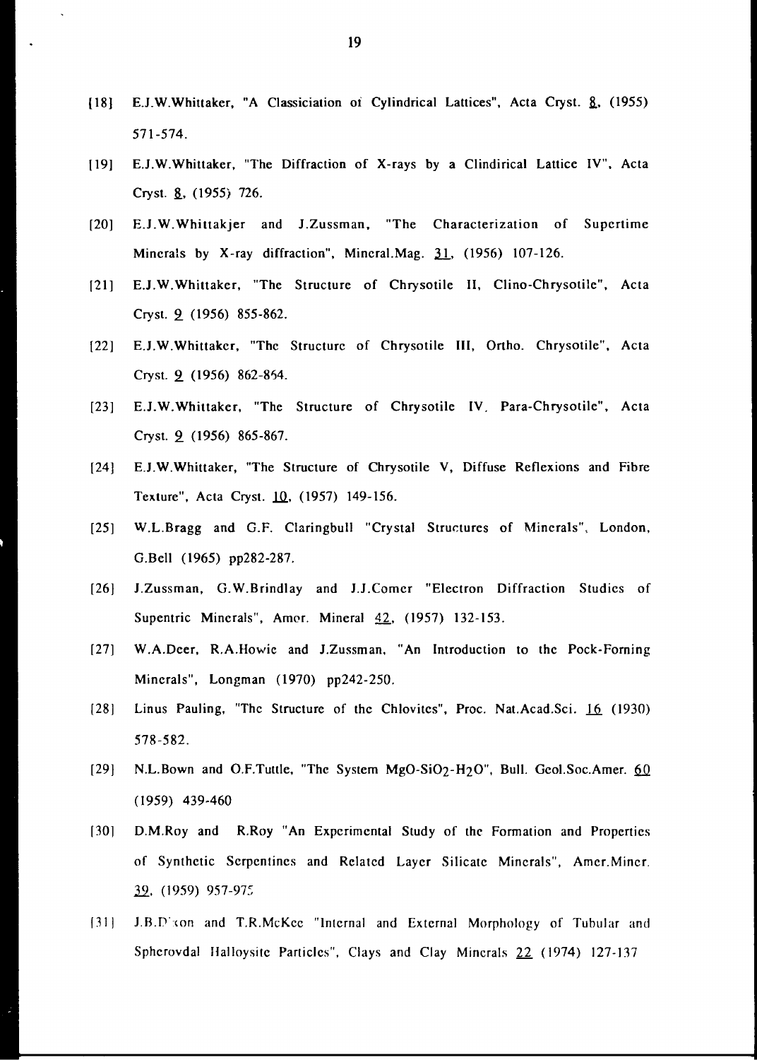[18] E.J.W.Whittaker, "A Classiciation of Cylindrical Lattices", Acta Cryst. 8, (1955) 571-574.

[19] E.J.W.Whittaker, "The Diffraction of X-rays by a Clindirical Lattice IV", Acta Cryst. 8, (1955) 726.

[20] E.J.W.Whittakjer and J.Zussman, "The Characterization of Supertime Minerals by X-ray diffraction", Mineral.Mag. 31, (1956) 107-126.

[21] E.J.W.Whittaker, "The Structure of Chrysotile II, Clino-Chrysotile", Acta Cryst. 9 (1956) 855-862.

[22] E.J.W.Whittaker, "The Structure of Chrysotile III, Ortho. Chrysotile", Acta Cryst. 9 (1956) 862-864.

[23] E.J.W.Whittaker, "The Structure of Chrysotile IV, Para-Chrysotile", Acta Cryst. 9 (1956) 865-867.

[24] E.J.W.Whittaker, "The Structure of Chrysotile V, Diffuse Reflexions and Fibre Texture", Acta Cryst. 10, (1957) 149-156.

[25] W.L.Bragg and G.F. Claringbull "Crystal Structures of Minerals", London, G.Bell (1965) pp282-287.

[26] J.Zussman, G.W.Brindlay and J.J.Comer "Electron Diffraction Studies of Supentric Minerals", Amer. Mineral 42, (1957) 132-153.

[27] W.A.Deer, R.A.Howie and J.Zussman, "An Introduction to the Pock-Forning Minerals", Longman (1970) pp242-250.

[28] Linus Pauling, "The Structure of the Chlovites", Proc. Nat.Acad.Sci. 16 (1930) 578-582.

[29] N.L.Bown and O.F.Tuttle, "The System $MgO$-$SiO_2$-$H_2O$", Bull. Geol.Soc.Amer. 60 (1959) 439-460

[30] D.M.Roy and R.Roy "An Experimental Study of the Formation and Properties of Synthetic Serpentines and Related Layer Silicate Minerals", Amer.Miner. 39, (1959) 957-975

[31] J.B.Dixon and T.R.McKee "Internal and External Morphology of Tubular and Spherovdal Halloysite Particles", Clays and Clay Minerals 22 (1974) 127-137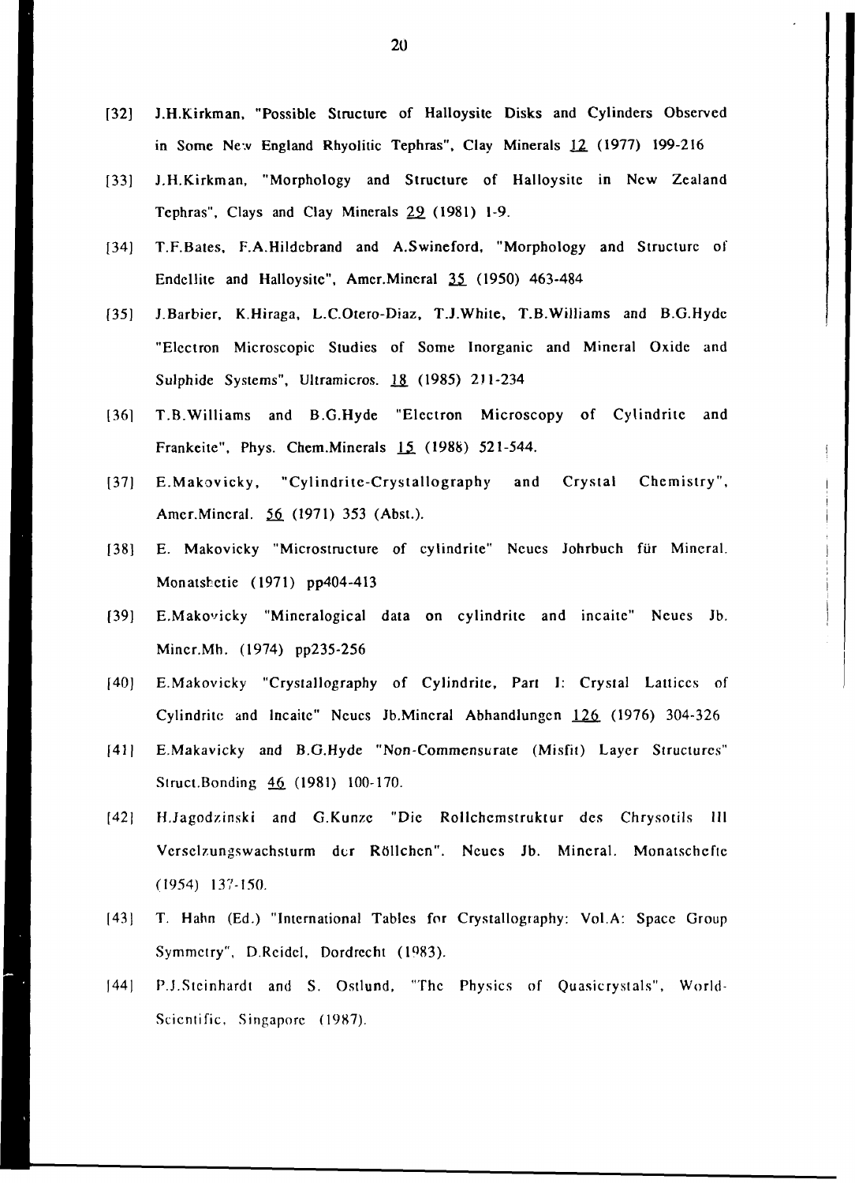[32] J.H.Kirkman, "Possible Structure of Halloysite Disks and Cylinders Observed in Some New England Rhyolitic Tephras", Clay Minerals 12 (1977) 199-216

[33] J.H.Kirkman, "Morphology and Structure of Halloysite in New Zealand Tephras", Clays and Clay Minerals 29 (1981) 1-9.

[34] T.F.Bates, F.A.Hildebrand and A.Swineford, "Morphology and Structure of Endellite and Halloysite", Amer.Mineral 35 (1950) 463-484

[35] J.Barbier, K.Hiraga, L.C.Otero-Diaz, T.J.White, T.B.Williams and B.G.Hyde "Electron Microscopic Studies of Some Inorganic and Mineral Oxide and Sulphide Systems", Ultramicros. 18 (1985) 211-234

[36] T.B.Williams and B.G.Hyde "Electron Microscopy of Cylindrite and Frankeite", Phys. Chem.Minerals 15 (1988) 521-544.

[37] E.Makovicky, "Cylindrite-Crystallography and Crystal Chemistry", Amer.Mineral. 56 (1971) 353 (Abst.).

[38] E. Makovicky "Microstructure of cylindrite" Neues Johrbuch für Mineral. Monatshetie (1971) pp404-413

[39] E.Makovicky "Mineralogical data on cylindrite and incaite" Neues Jb. Miner.Mh. (1974) pp235-256

[40] E.Makovicky "Crystallography of Cylindrite, Part I: Crystal Lattices of Cylindrite and Incaite" Neues Jb.Mineral Abhandlungen 126 (1976) 304-326

[41] E.Makavicky and B.G.Hyde "Non-Commensurate (Misfit) Layer Structures" Struct.Bonding 46 (1981) 100-170.

[42] H.Jagodzinski and G.Kunze "Die Rollchemstruktur des Chrysotils III Verselzungswachsturm der Röllchen". Neues Jb. Mineral. Monatschefte (1954) 137-150.

[43] T. Hahn (Ed.) "International Tables for Crystallography: Vol.A: Space Group Symmetry", D.Reidel, Dordrecht (1983).

[44] P.J.Steinhardt and S. Ostlund, "The Physics of Quasicrystals", World-Scientific, Singapore (1987).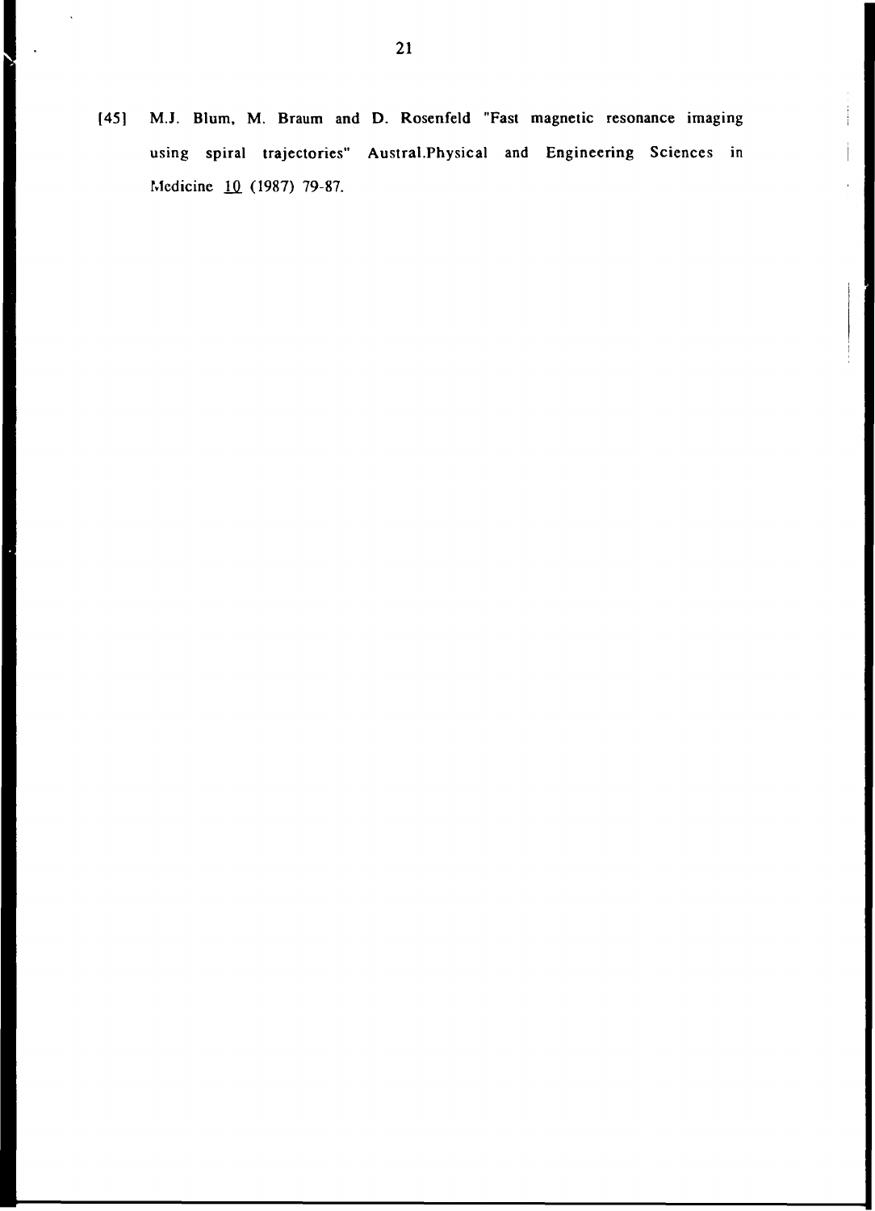[45] M.J. Blum, M. Braum and D. Rosenfeld "Fast magnetic resonance imaging using spiral trajectories" Austral.Physical and Engineering Sciences in Medicine <u>10</u> (1987) 79-87.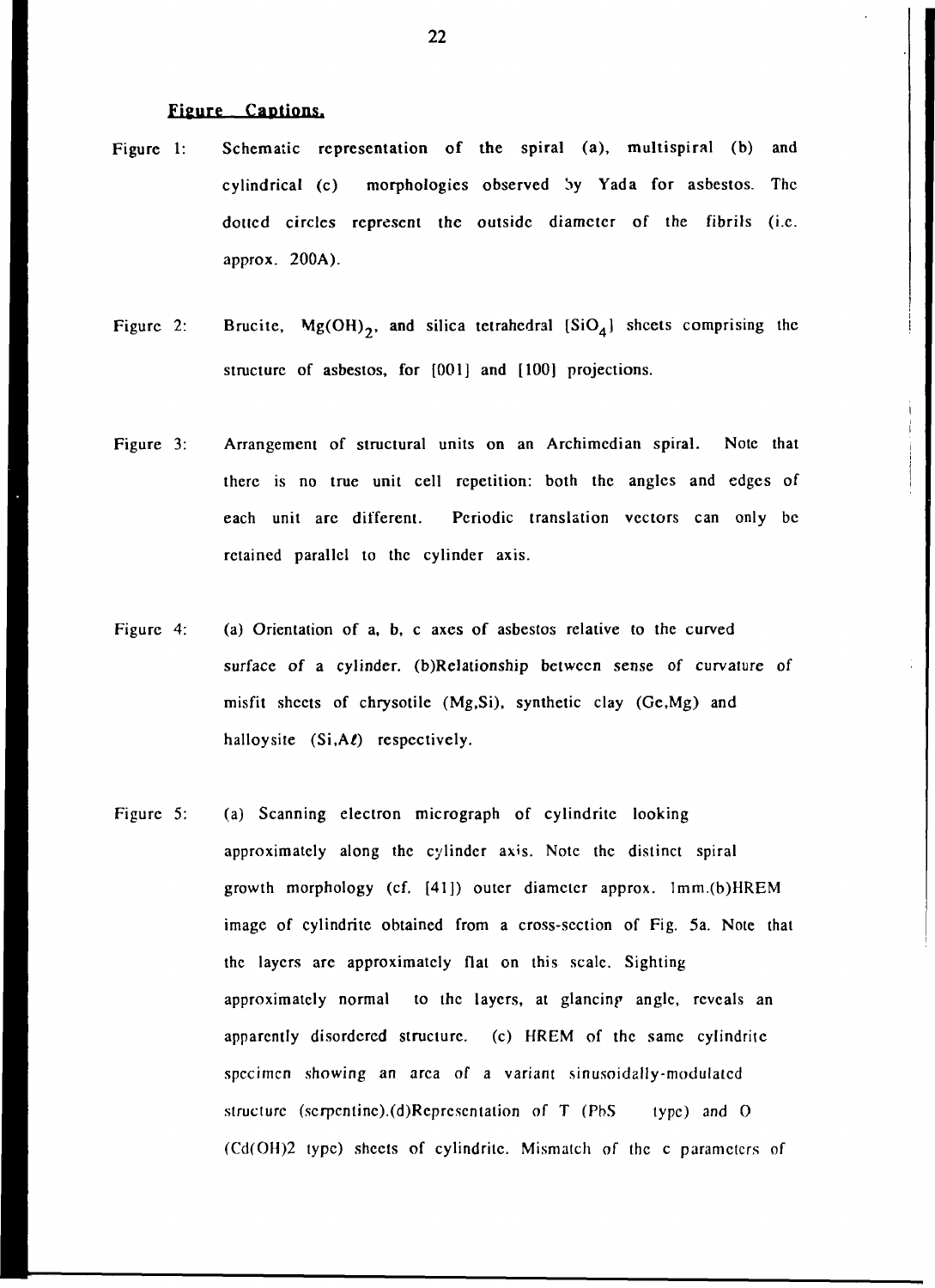## Figure Captions.

Figure 1: Schematic representation of the spiral (a), multispiral (b) and cylindrical (c) morphologies observed by Yada for asbestos. The dotted circles represent the outside diameter of the fibrils (i.e. approx. 200A).

Figure 2: Brucite, $Mg(OH)_2$, and silica tetrahedral $[SiO_4]$ sheets comprising the structure of asbestos, for [001] and [100] projections.

Figure 3: Arrangement of structural units on an Archimedian spiral. Note that there is no true unit cell repetition: both the angles and edges of each unit are different. Periodic translation vectors can only be retained parallel to the cylinder axis.

Figure 4: (a) Orientation of a, b, c axes of asbestos relative to the curved surface of a cylinder. (b)Relationship between sense of curvature of misfit sheets of chrysotile (Mg,Si), synthetic clay (Ge,Mg) and halloysite (Si,Aℓ) respectively.

Figure 5: (a) Scanning electron micrograph of cylindrite looking approximately along the cylinder axis. Note the distinct spiral growth morphology (cf. [41]) outer diameter approx. 1mm.(b)HREM image of cylindrite obtained from a cross-section of Fig. 5a. Note that the layers are approximately flat on this scale. Sighting approximately normal to the layers, at glancing angle, reveals an apparently disordered structure. (c) HREM of the same cylindrite specimen showing an area of a variant sinusoidally-modulated structure (serpentine).(d)Representation of T (PbS type) and O ($Cd(OH)_2$ type) sheets of cylindrite. Mismatch of the c parameters of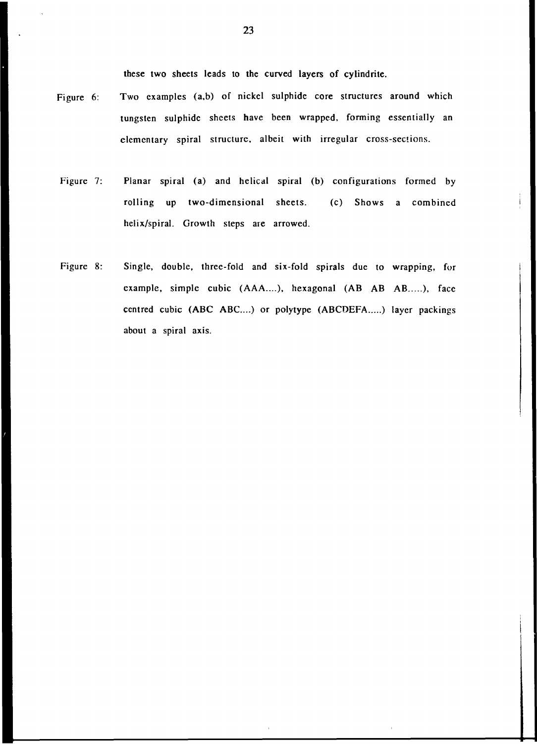these two sheets leads to the curved layers of cylindrite.

Figure 6: Two examples (a,b) of nickel sulphide core structures around which tungsten sulphide sheets have been wrapped, forming essentially an elementary spiral structure, albeit with irregular cross-sections.

Figure 7: Planar spiral (a) and helical spiral (b) configurations formed by rolling up two-dimensional sheets. (c) Shows a combined helix/spiral. Growth steps are arrowed.

Figure 8: Single, double, three-fold and six-fold spirals due to wrapping, for example, simple cubic (AAA....), hexagonal (AB AB AB.....), face centred cubic (ABC ABC....) or polytype (ABCDEFA.....) layer packings about a spiral axis.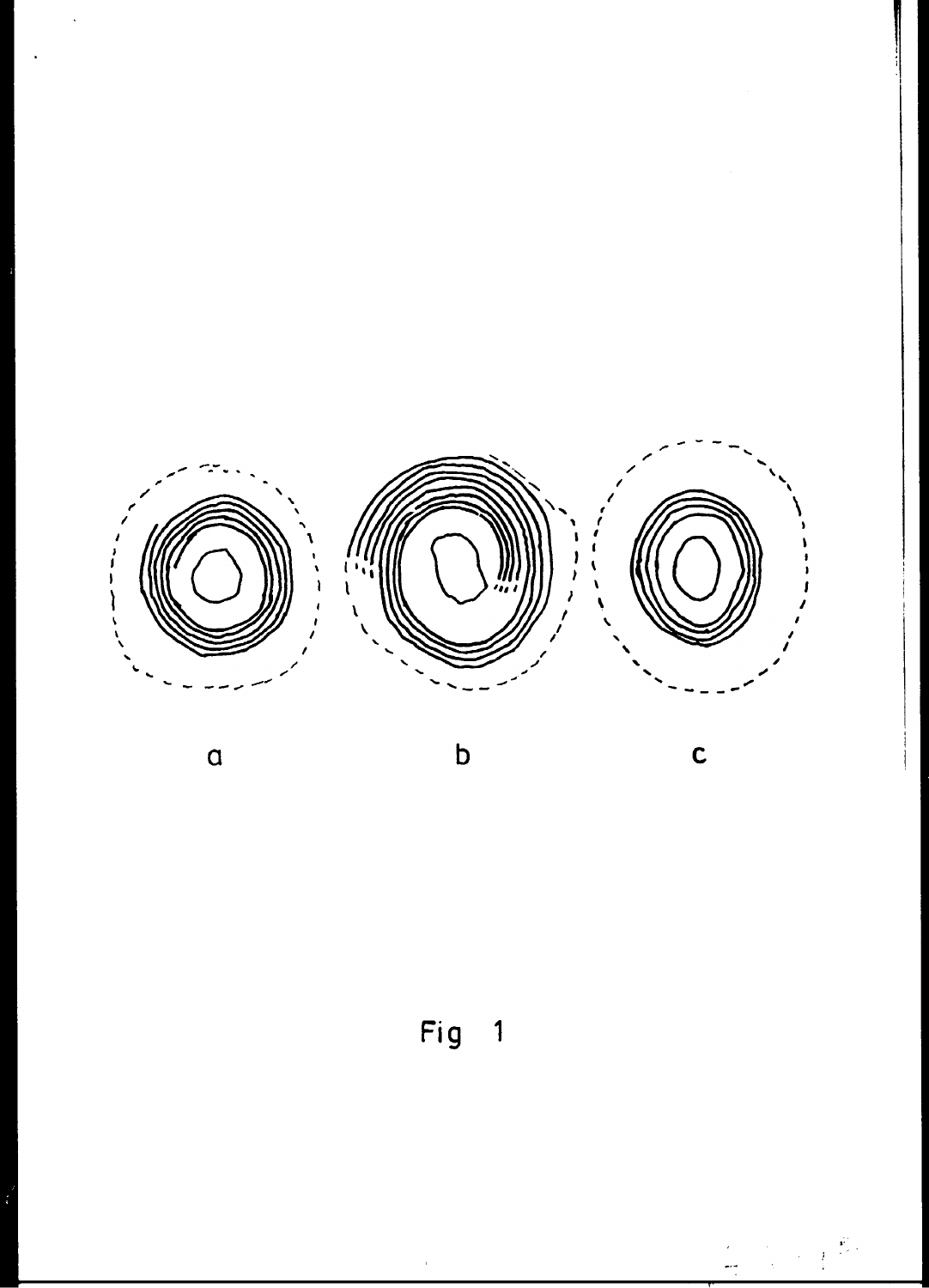a

b

c

Fig 1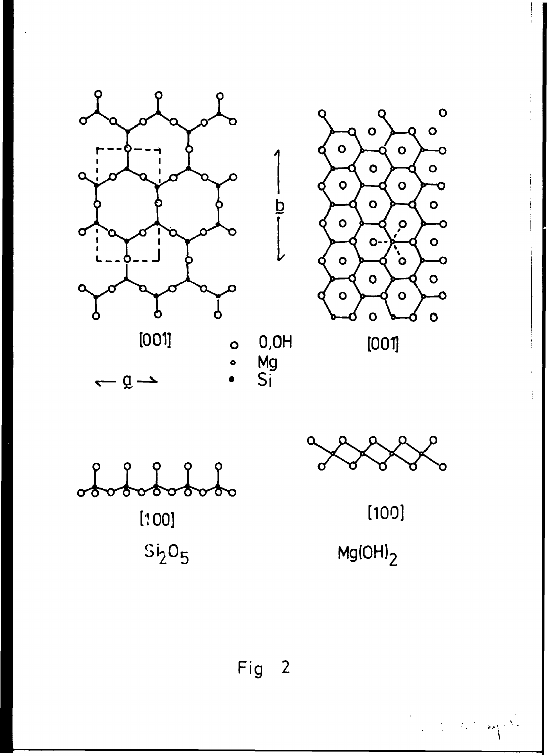[001]

[001]

o 0,OH
∘ Mg
• Si

← a →

b

[100]

$Si_2O_5$

[100]

$Mg(OH)_2$

Fig 2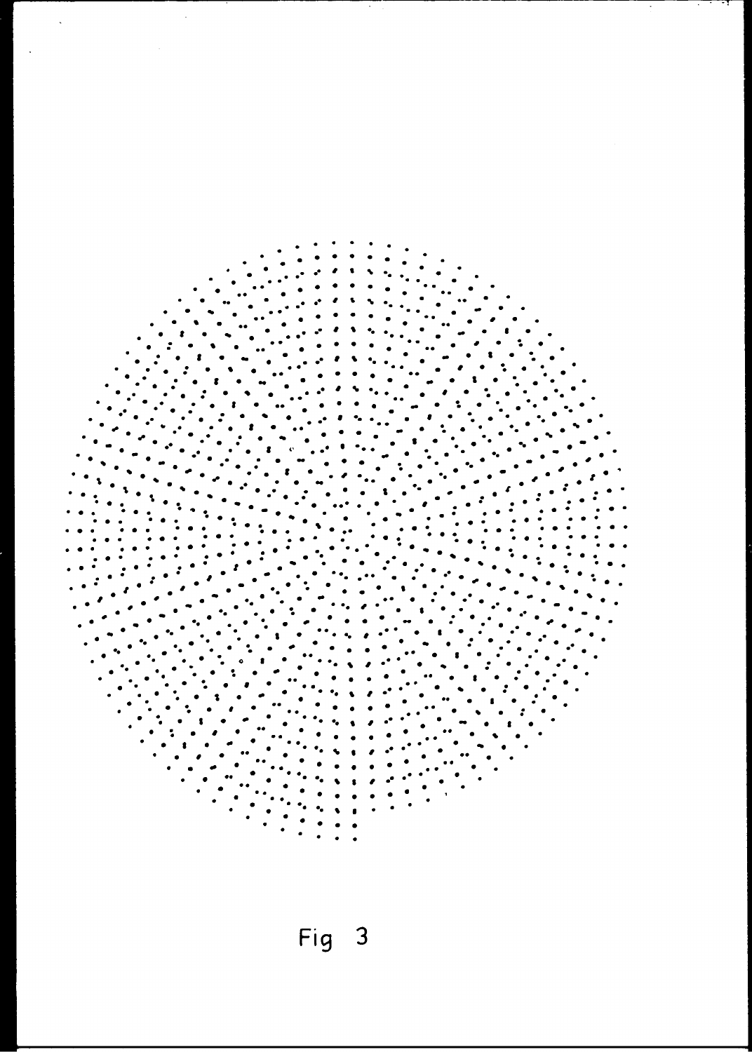Fig 3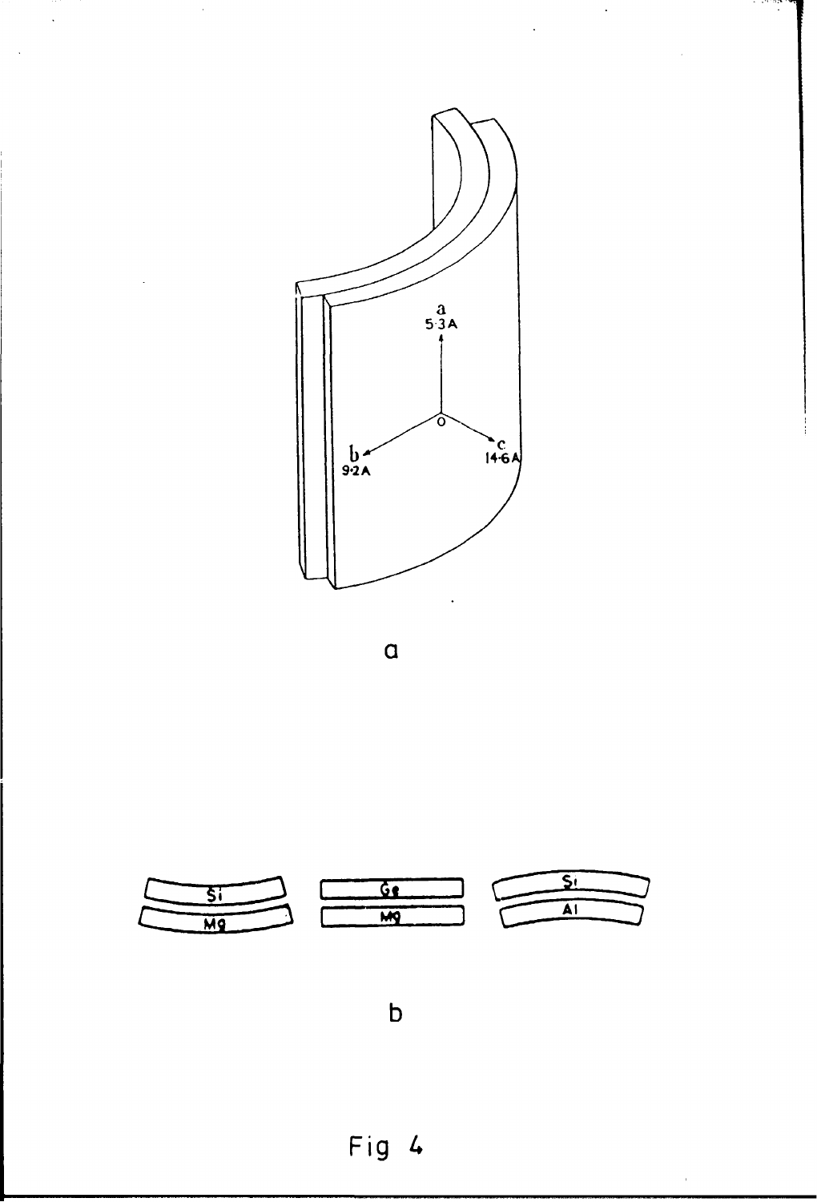a
5·3A

b
9·2A

c
14·6A

O

a

Si

Mg

Ge

Mg

Si

Al

b

Fig 4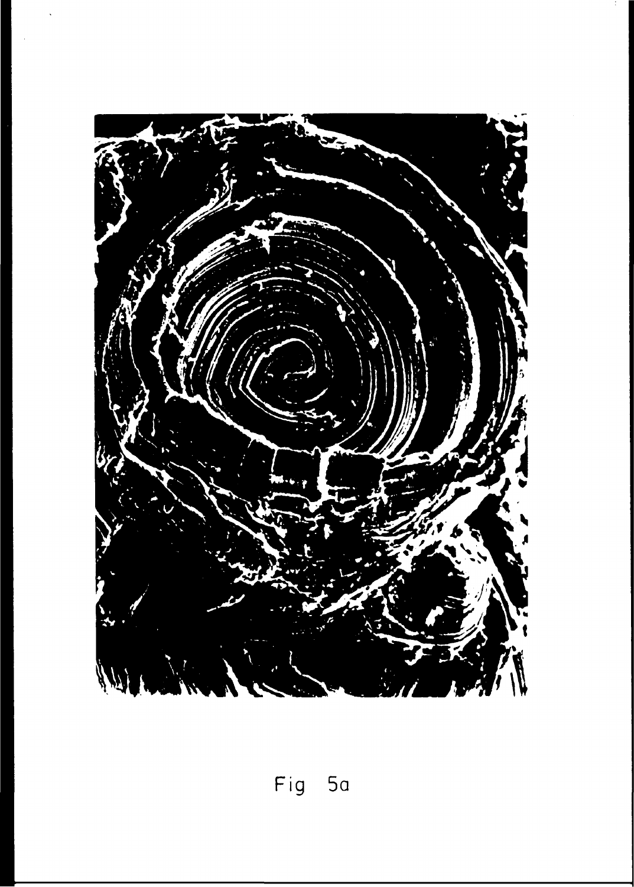Fig 5a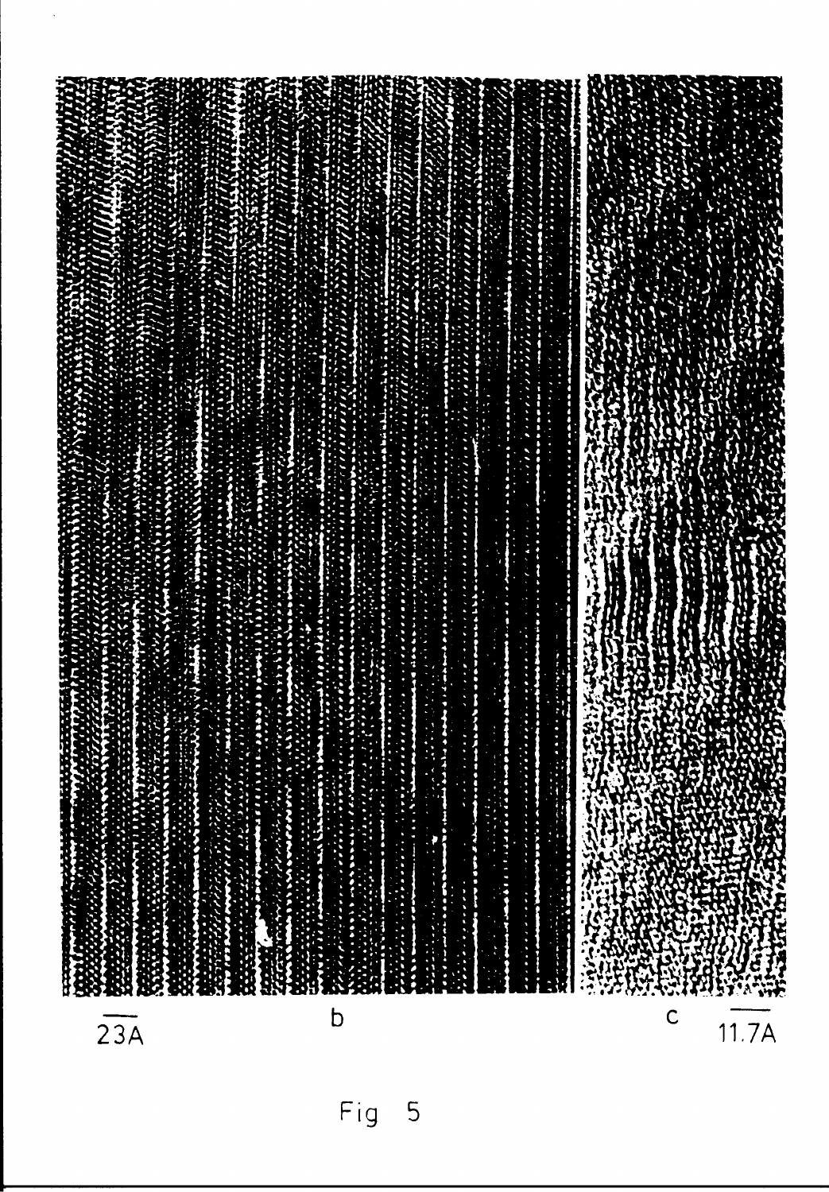23A

b

c

11.7A

Fig 5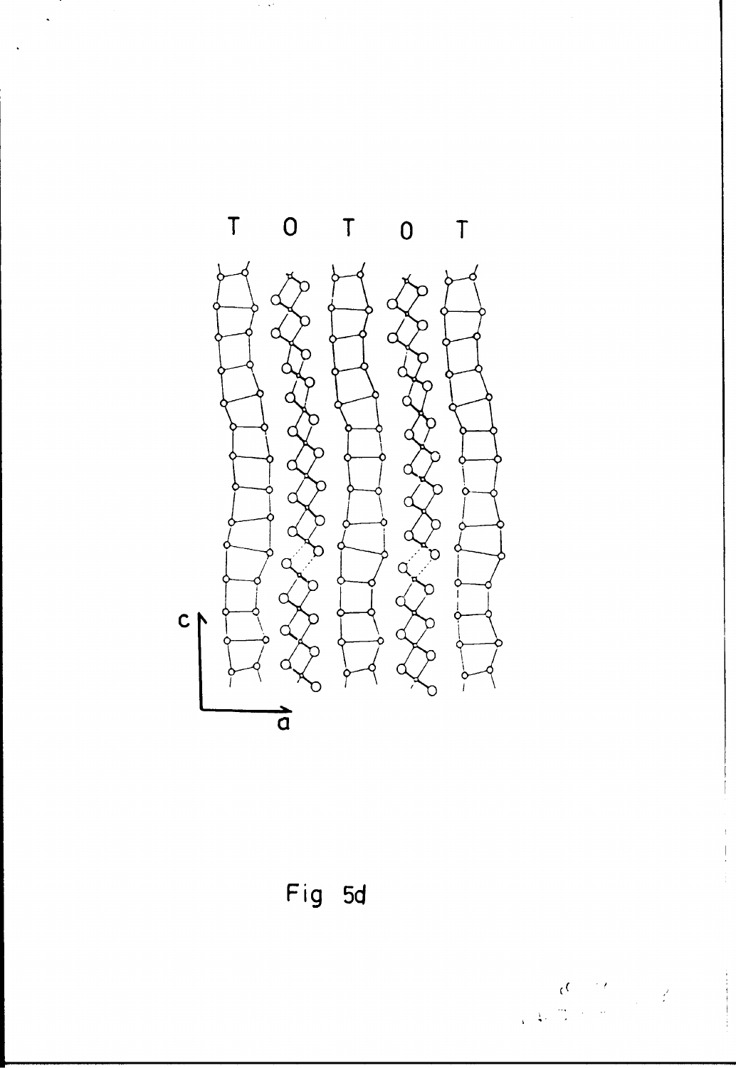Fig 5d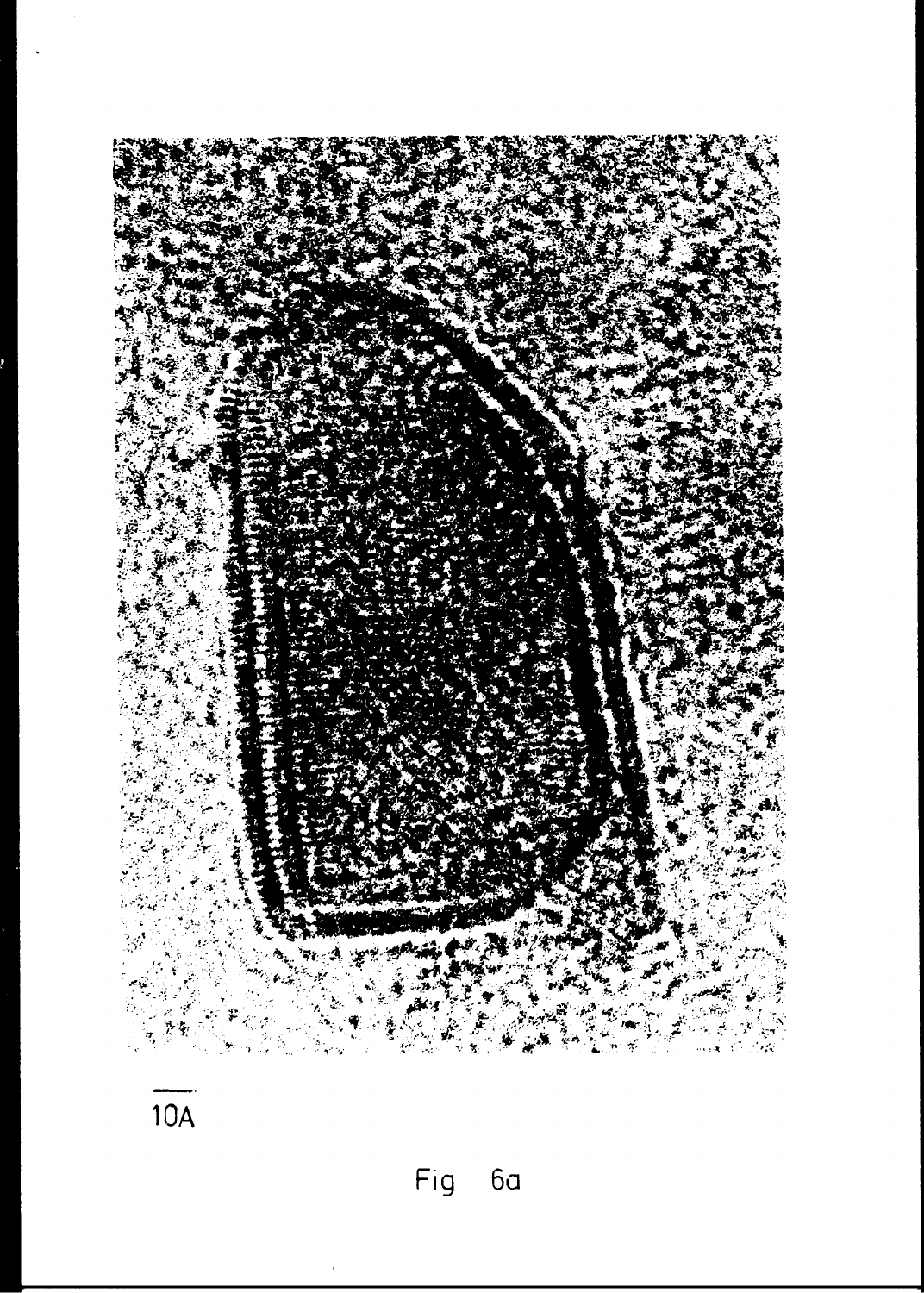10A

Fig 6a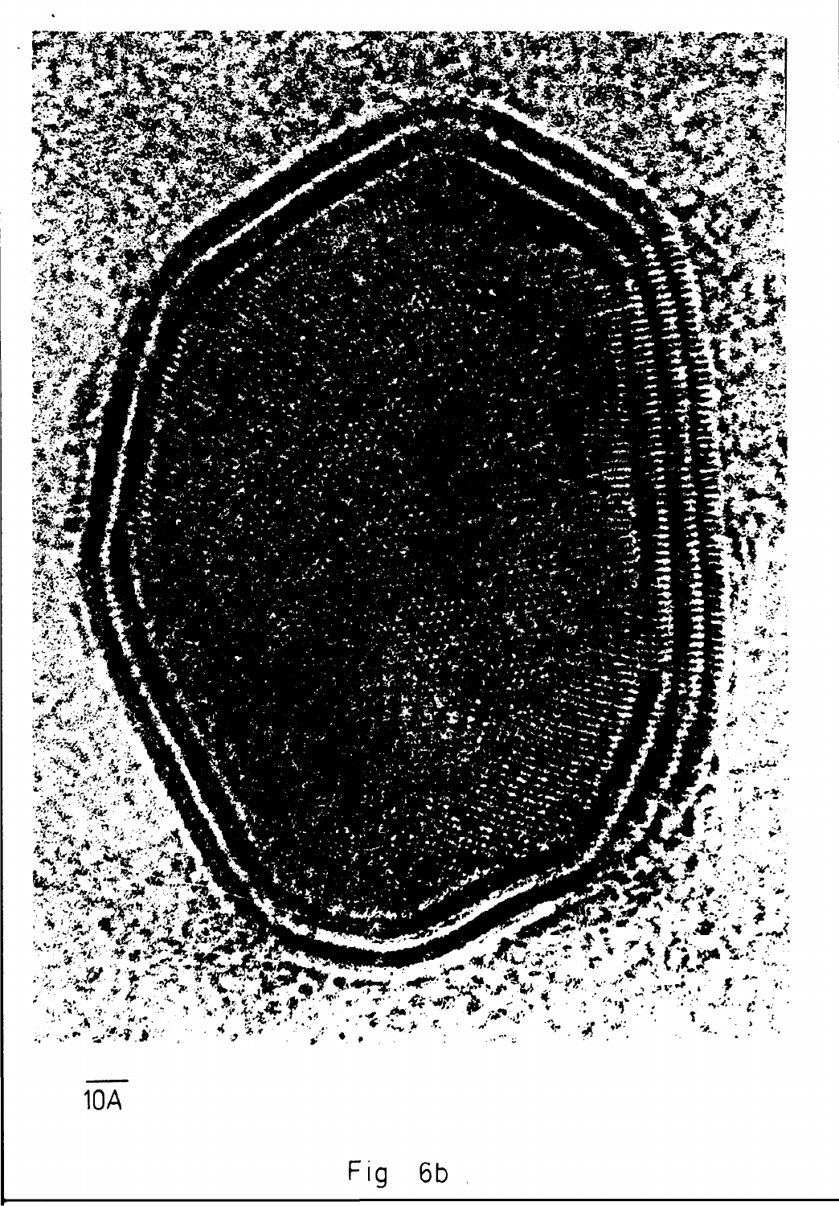10A

Fig 6b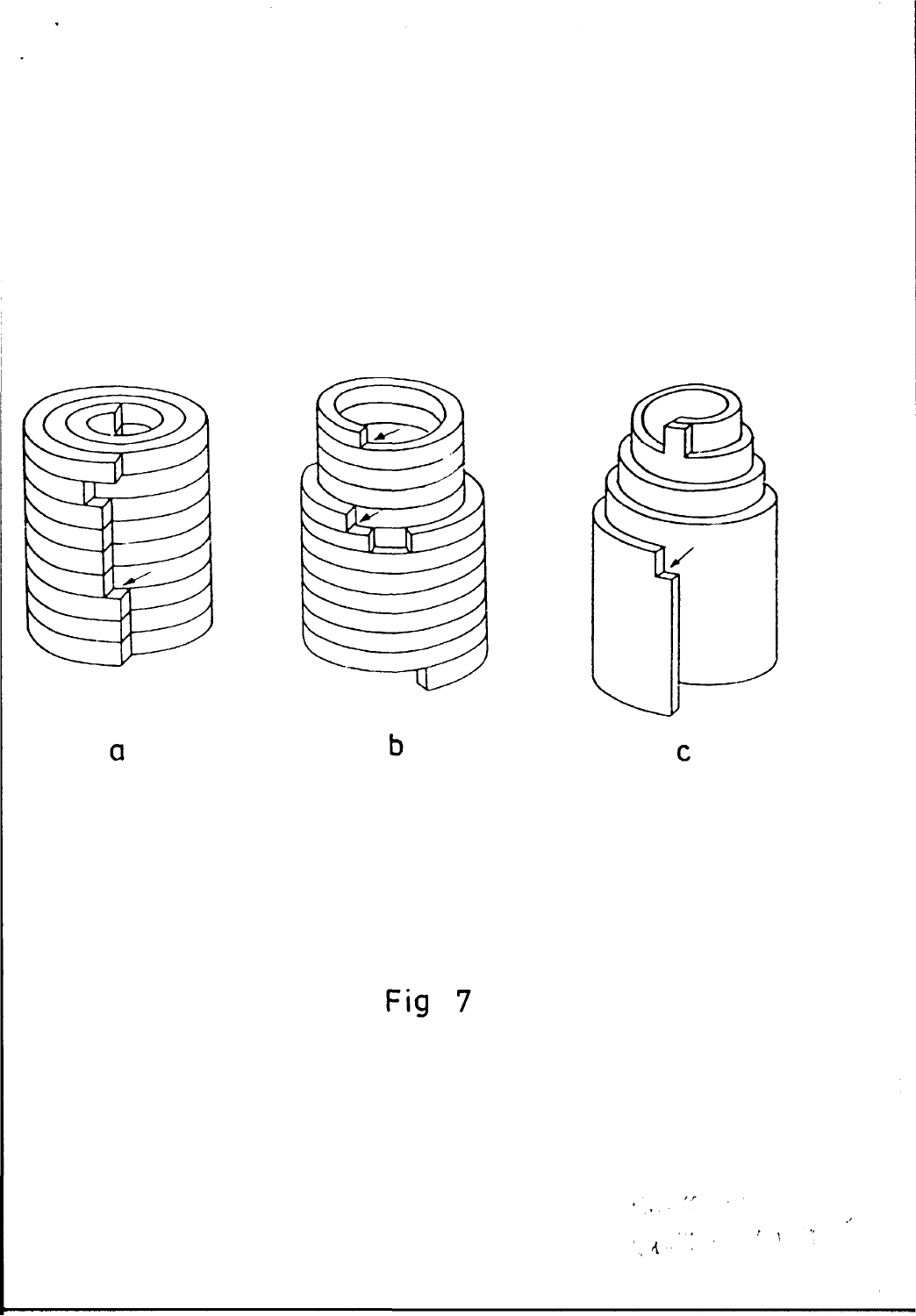a

b

c

Fig 7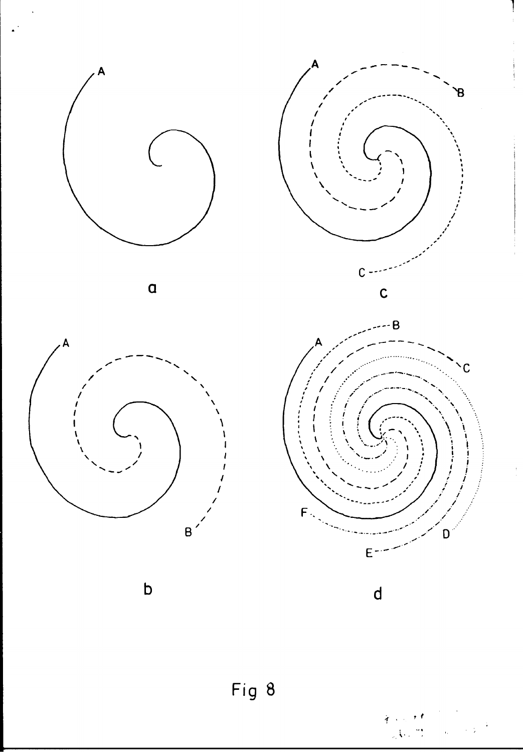A

a

A

B

b

A

B

C

c

B

A

C

F

D

E

d

Fig 8